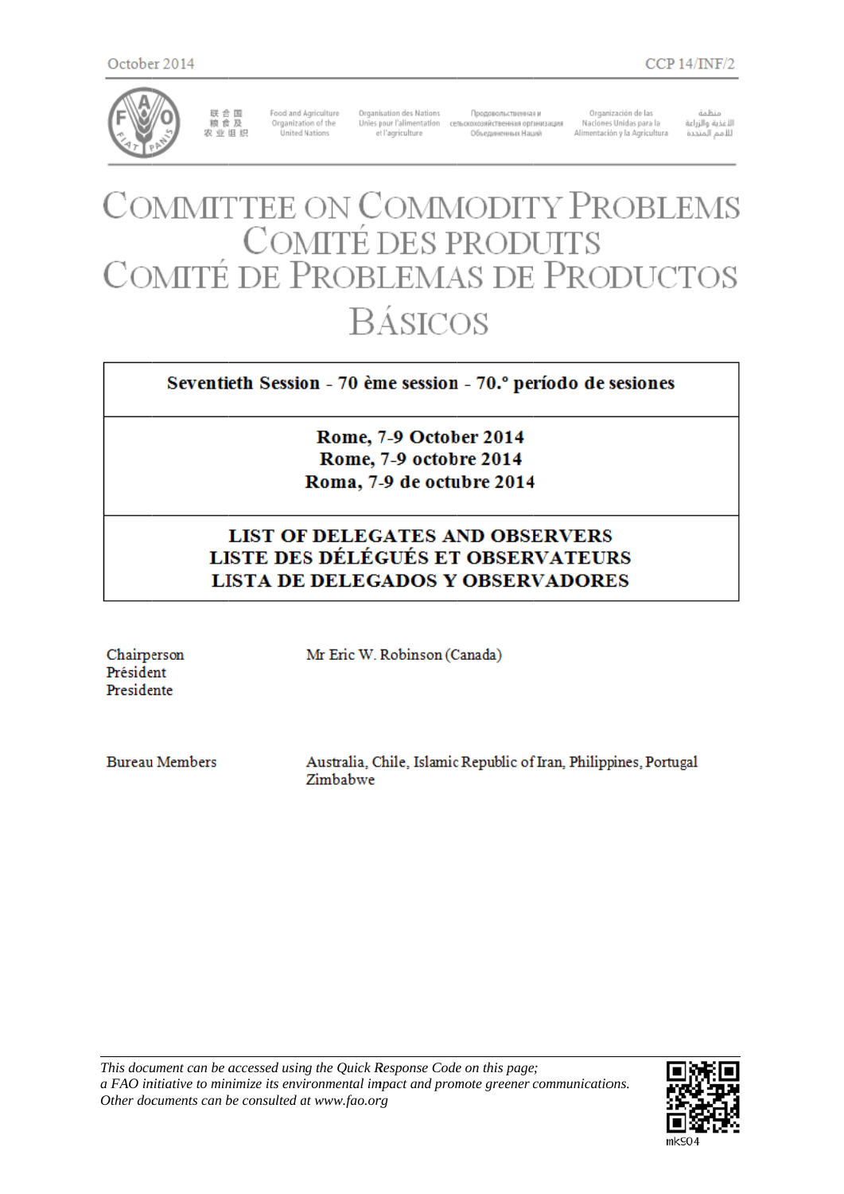October 2014 CCP 14/INF/2

联合国粮食及农业组织 Food and Agriculture Organization of the United Nations Organisation des Nations Unies pour l'alimentation et l'agriculture Продовольственная и сельскохозяйственная организация Объединенных Наций Organización de las Naciones Unidas para la Alimentación y la Agricultura منظمة الأغذية والزراعة للأمم المتحدة

# COMMITTEE ON COMMODITY PROBLEMS
# COMITÉ DES PRODUITS
# COMITÉ DE PROBLEMAS DE PRODUCTOS BÁSICOS

**Seventieth Session - 70 ème session - 70.º período de sesiones**

**Rome, 7-9 October 2014**
**Rome, 7-9 octobre 2014**
**Roma, 7-9 de octubre 2014**

## LIST OF DELEGATES AND OBSERVERS
## LISTE DES DÉLÉGUÉS ET OBSERVATEURS
## LISTA DE DELEGADOS Y OBSERVADORES

Chairperson
Président
Presidente

Mr Eric W. Robinson (Canada)

Bureau Members

Australia, Chile, Islamic Republic of Iran, Philippines, Portugal
Zimbabwe

*This document can be accessed using the Quick Response Code on this page;*
*a FAO initiative to minimize its environmental impact and promote greener communications.*
*Other documents can be consulted at www.fao.org*

mk504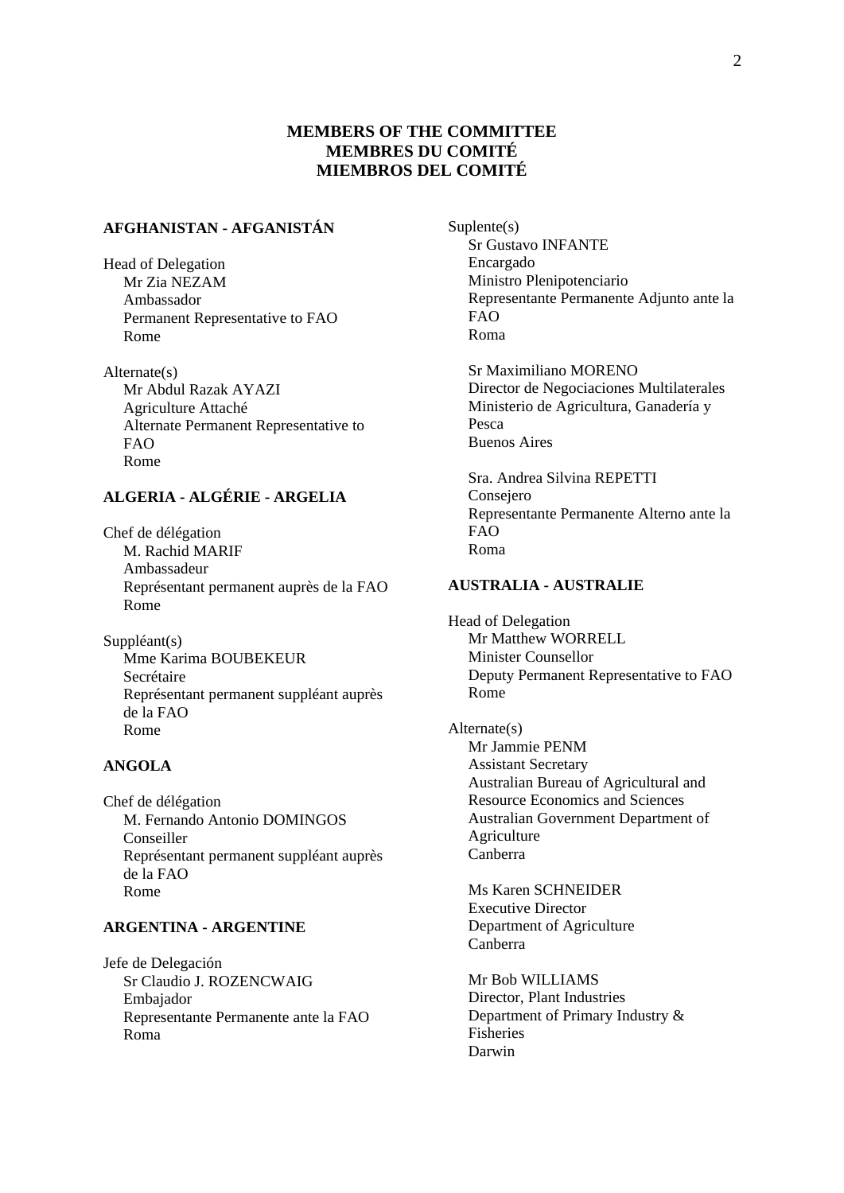**MEMBERS OF THE COMMITTEE**
**MEMBRES DU COMITÉ**
**MIEMBROS DEL COMITÉ**

**AFGHANISTAN - AFGANISTÁN**

Head of Delegation
Mr Zia NEZAM
Ambassador
Permanent Representative to FAO
Rome

Alternate(s)
Mr Abdul Razak AYAZI
Agriculture Attaché
Alternate Permanent Representative to FAO
Rome

**ALGERIA - ALGÉRIE - ARGELIA**

Chef de délégation
M. Rachid MARIF
Ambassadeur
Représentant permanent auprès de la FAO
Rome

Suppléant(s)
Mme Karima BOUBEKEUR
Secrétaire
Représentant permanent suppléant auprès de la FAO
Rome

**ANGOLA**

Chef de délégation
M. Fernando Antonio DOMINGOS
Conseiller
Représentant permanent suppléant auprès de la FAO
Rome

**ARGENTINA - ARGENTINE**

Jefe de Delegación
Sr Claudio J. ROZENCWAIG
Embajador
Representante Permanente ante la FAO
Roma

Suplente(s)
Sr Gustavo INFANTE
Encargado
Ministro Plenipotenciario
Representante Permanente Adjunto ante la FAO
Roma

Sr Maximiliano MORENO
Director de Negociaciones Multilaterales
Ministerio de Agricultura, Ganadería y Pesca
Buenos Aires

Sra. Andrea Silvina REPETTI
Consejero
Representante Permanente Alterno ante la FAO
Roma

**AUSTRALIA - AUSTRALIE**

Head of Delegation
Mr Matthew WORRELL
Minister Counsellor
Deputy Permanent Representative to FAO
Rome

Alternate(s)
Mr Jammie PENM
Assistant Secretary
Australian Bureau of Agricultural and Resource Economics and Sciences
Australian Government Department of Agriculture
Canberra

Ms Karen SCHNEIDER
Executive Director
Department of Agriculture
Canberra

Mr Bob WILLIAMS
Director, Plant Industries
Department of Primary Industry & Fisheries
Darwin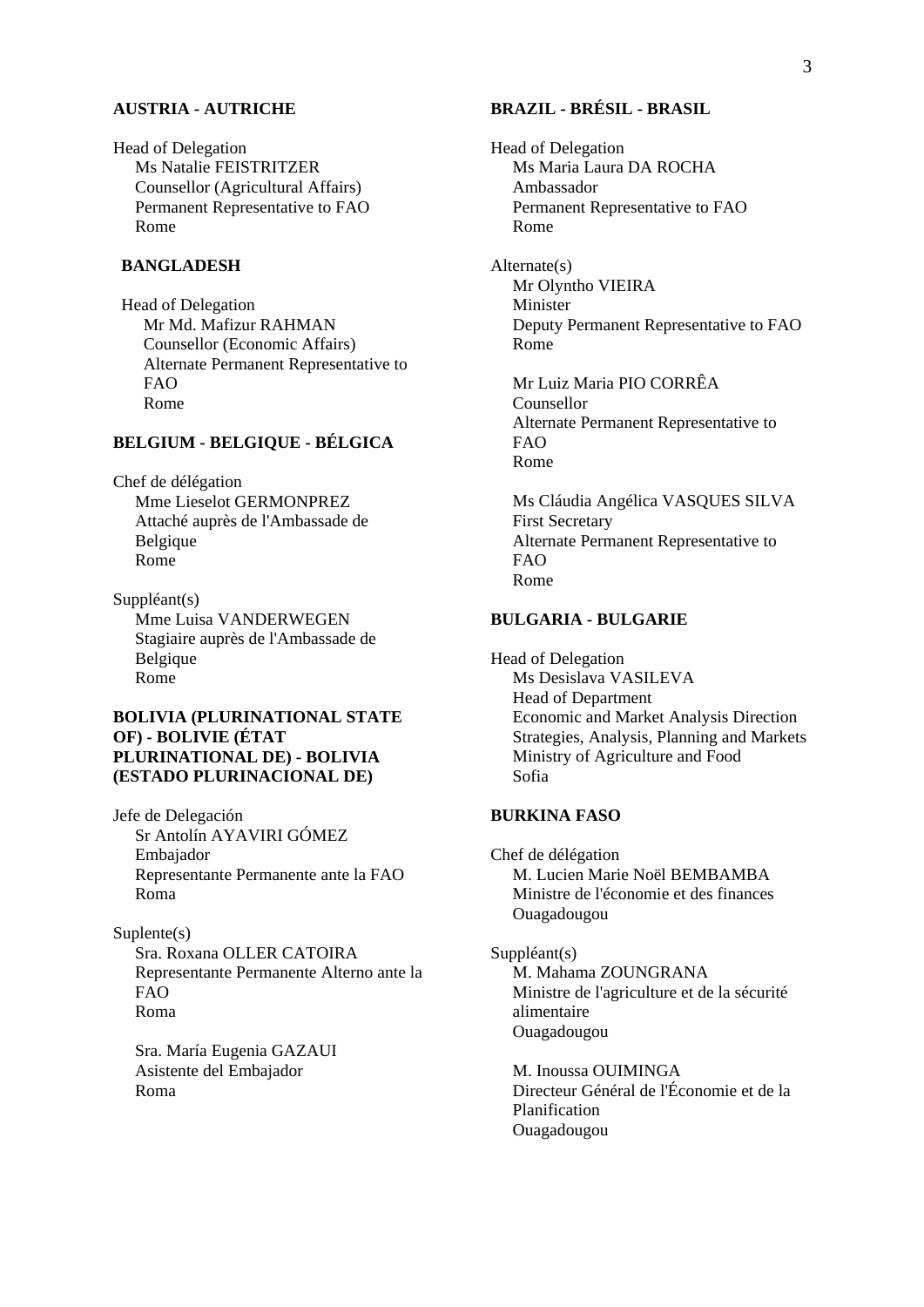**AUSTRIA - AUTRICHE**

Head of Delegation
Ms Natalie FEISTRITZER
Counsellor (Agricultural Affairs)
Permanent Representative to FAO
Rome

**BANGLADESH**

Head of Delegation
Mr Md. Mafizur RAHMAN
Counsellor (Economic Affairs)
Alternate Permanent Representative to FAO
Rome

**BELGIUM - BELGIQUE - BÉLGICA**

Chef de délégation
Mme Lieselot GERMONPREZ
Attaché auprès de l'Ambassade de Belgique
Rome

Suppléant(s)
Mme Luisa VANDERWEGEN
Stagiaire auprès de l'Ambassade de Belgique
Rome

**BOLIVIA (PLURINATIONAL STATE OF) - BOLIVIE (ÉTAT PLURINATIONAL DE) - BOLIVIA (ESTADO PLURINACIONAL DE)**

Jefe de Delegación
Sr Antolín AYAVIRI GÓMEZ
Embajador
Representante Permanente ante la FAO
Roma

Suplente(s)
Sra. Roxana OLLER CATOIRA
Representante Permanente Alterno ante la FAO
Roma

Sra. María Eugenia GAZAUI
Asistente del Embajador
Roma

**BRAZIL - BRÉSIL - BRASIL**

Head of Delegation
Ms Maria Laura DA ROCHA
Ambassador
Permanent Representative to FAO
Rome

Alternate(s)
Mr Olyntho VIEIRA
Minister
Deputy Permanent Representative to FAO
Rome

Mr Luiz Maria PIO CORRÊA
Counsellor
Alternate Permanent Representative to FAO
Rome

Ms Cláudia Angélica VASQUES SILVA
First Secretary
Alternate Permanent Representative to FAO
Rome

**BULGARIA - BULGARIE**

Head of Delegation
Ms Desislava VASILEVA
Head of Department
Economic and Market Analysis Direction
Strategies, Analysis, Planning and Markets
Ministry of Agriculture and Food
Sofia

**BURKINA FASO**

Chef de délégation
M. Lucien Marie Noël BEMBAMBA
Ministre de l'économie et des finances
Ouagadougou

Suppléant(s)
M. Mahama ZOUNGRANA
Ministre de l'agriculture et de la sécurité alimentaire
Ouagadougou

M. Inoussa OUIMINGA
Directeur Général de l'Économie et de la Planification
Ouagadougou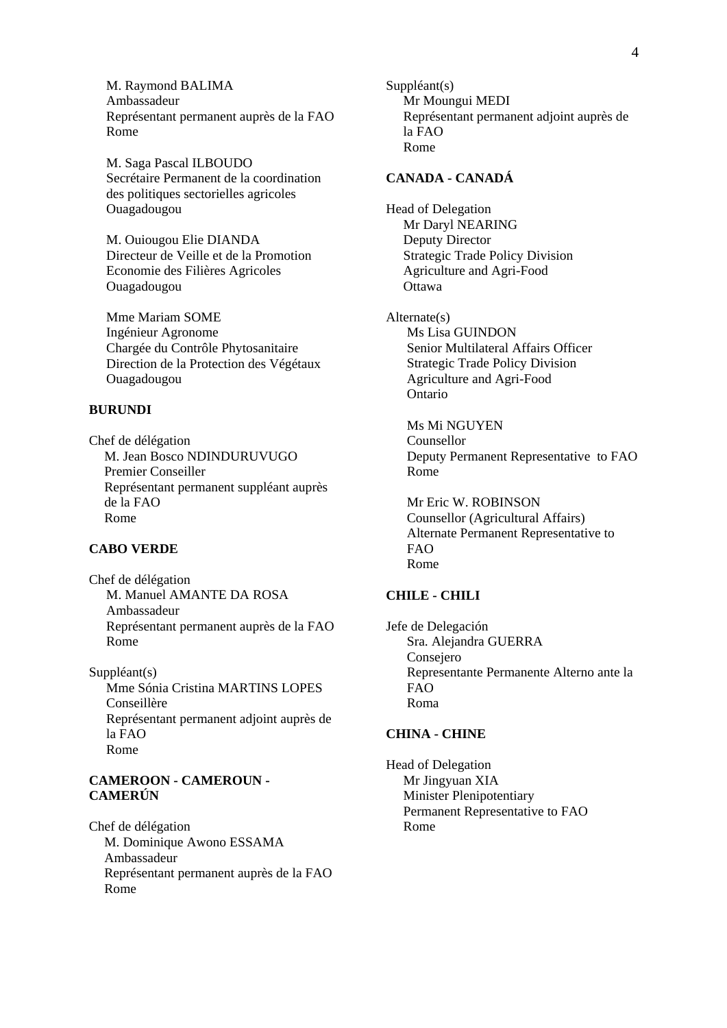M. Raymond BALIMA
Ambassadeur
Représentant permanent auprès de la FAO
Rome

M. Saga Pascal ILBOUDO
Secrétaire Permanent de la coordination des politiques sectorielles agricoles
Ouagadougou

M. Ouiougou Elie DIANDA
Directeur de Veille et de la Promotion Economie des Filières Agricoles
Ouagadougou

Mme Mariam SOME
Ingénieur Agronome
Chargée du Contrôle Phytosanitaire
Direction de la Protection des Végétaux
Ouagadougou

**BURUNDI**

Chef de délégation
M. Jean Bosco NDINDURUVUGO
Premier Conseiller
Représentant permanent suppléant auprès de la FAO
Rome

**CABO VERDE**

Chef de délégation
M. Manuel AMANTE DA ROSA
Ambassadeur
Représentant permanent auprès de la FAO
Rome

Suppléant(s)
Mme Sónia Cristina MARTINS LOPES
Conseillère
Représentant permanent adjoint auprès de la FAO
Rome

**CAMEROON - CAMEROUN - CAMERÚN**

Chef de délégation
M. Dominique Awono ESSAMA
Ambassadeur
Représentant permanent auprès de la FAO
Rome

Suppléant(s)
Mr Moungui MEDI
Représentant permanent adjoint auprès de la FAO
Rome

**CANADA - CANADÁ**

Head of Delegation
Mr Daryl NEARING
Deputy Director
Strategic Trade Policy Division
Agriculture and Agri-Food
Ottawa

Alternate(s)
Ms Lisa GUINDON
Senior Multilateral Affairs Officer
Strategic Trade Policy Division
Agriculture and Agri-Food
Ontario

Ms Mi NGUYEN
Counsellor
Deputy Permanent Representative to FAO
Rome

Mr Eric W. ROBINSON
Counsellor (Agricultural Affairs)
Alternate Permanent Representative to FAO
Rome

**CHILE - CHILI**

Jefe de Delegación
Sra. Alejandra GUERRA
Consejero
Representante Permanente Alterno ante la FAO
Roma

**CHINA - CHINE**

Head of Delegation
Mr Jingyuan XIA
Minister Plenipotentiary
Permanent Representative to FAO
Rome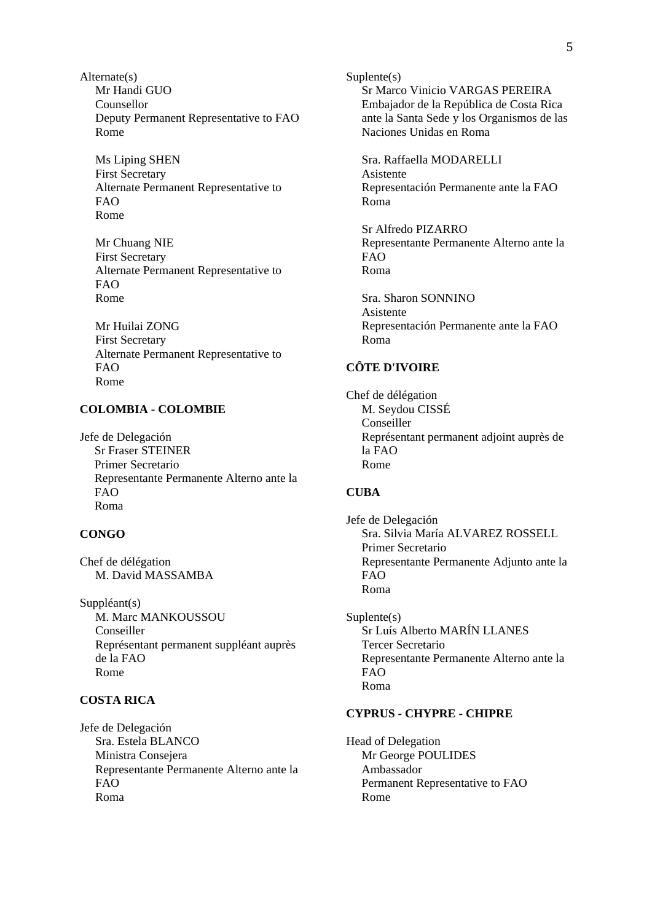Alternate(s)
Mr Handi GUO
Counsellor
Deputy Permanent Representative to FAO
Rome

Ms Liping SHEN
First Secretary
Alternate Permanent Representative to FAO
Rome

Mr Chuang NIE
First Secretary
Alternate Permanent Representative to FAO
Rome

Mr Huilai ZONG
First Secretary
Alternate Permanent Representative to FAO
Rome

**COLOMBIA - COLOMBIE**

Jefe de Delegación
Sr Fraser STEINER
Primer Secretario
Representante Permanente Alterno ante la FAO
Roma

**CONGO**

Chef de délégation
M. David MASSAMBA

Suppléant(s)
M. Marc MANKOUSSOU
Conseiller
Représentant permanent suppléant auprès de la FAO
Rome

**COSTA RICA**

Jefe de Delegación
Sra. Estela BLANCO
Ministra Consejera
Representante Permanente Alterno ante la FAO
Roma

Suplente(s)
Sr Marco Vinicio VARGAS PEREIRA
Embajador de la República de Costa Rica ante la Santa Sede y los Organismos de las Naciones Unidas en Roma

Sra. Raffaella MODARELLI
Asistente
Representación Permanente ante la FAO
Roma

Sr Alfredo PIZARRO
Representante Permanente Alterno ante la FAO
Roma

Sra. Sharon SONNINO
Asistente
Representación Permanente ante la FAO
Roma

**CÔTE D'IVOIRE**

Chef de délégation
M. Seydou CISSÉ
Conseiller
Représentant permanent adjoint auprès de la FAO
Rome

**CUBA**

Jefe de Delegación
Sra. Silvia María ALVAREZ ROSSELL
Primer Secretario
Representante Permanente Adjunto ante la FAO
Roma

Suplente(s)
Sr Luís Alberto MARÍN LLANES
Tercer Secretario
Representante Permanente Alterno ante la FAO
Roma

**CYPRUS - CHYPRE - CHIPRE**

Head of Delegation
Mr George POULIDES
Ambassador
Permanent Representative to FAO
Rome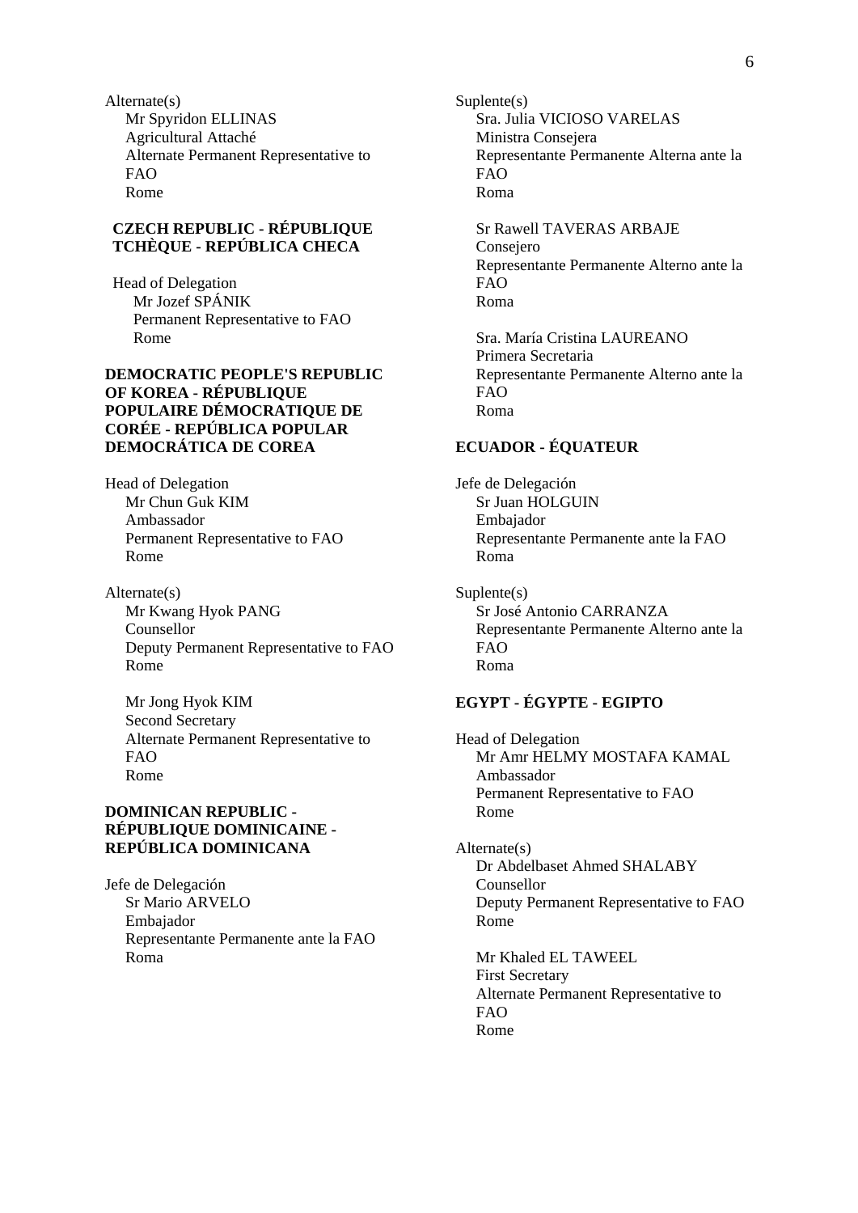Alternate(s)
Mr Spyridon ELLINAS
Agricultural Attaché
Alternate Permanent Representative to FAO
Rome

**CZECH REPUBLIC - RÉPUBLIQUE TCHÈQUE - REPÚBLICA CHECA**

Head of Delegation
Mr Jozef SPÁNIK
Permanent Representative to FAO
Rome

**DEMOCRATIC PEOPLE'S REPUBLIC OF KOREA - RÉPUBLIQUE POPULAIRE DÉMOCRATIQUE DE CORÉE - REPÚBLICA POPULAR DEMOCRÁTICA DE COREA**

Head of Delegation
Mr Chun Guk KIM
Ambassador
Permanent Representative to FAO
Rome

Alternate(s)
Mr Kwang Hyok PANG
Counsellor
Deputy Permanent Representative to FAO
Rome

Mr Jong Hyok KIM
Second Secretary
Alternate Permanent Representative to FAO
Rome

**DOMINICAN REPUBLIC - RÉPUBLIQUE DOMINICAINE - REPÚBLICA DOMINICANA**

Jefe de Delegación
Sr Mario ARVELO
Embajador
Representante Permanente ante la FAO
Roma

Suplente(s)
Sra. Julia VICIOSO VARELAS
Ministra Consejera
Representante Permanente Alterna ante la FAO
Roma

Sr Rawell TAVERAS ARBAJE
Consejero
Representante Permanente Alterno ante la FAO
Roma

Sra. María Cristina LAUREANO
Primera Secretaria
Representante Permanente Alterno ante la FAO
Roma

**ECUADOR - ÉQUATEUR**

Jefe de Delegación
Sr Juan HOLGUIN
Embajador
Representante Permanente ante la FAO
Roma

Suplente(s)
Sr José Antonio CARRANZA
Representante Permanente Alterno ante la FAO
Roma

**EGYPT - ÉGYPTE - EGIPTO**

Head of Delegation
Mr Amr HELMY MOSTAFA KAMAL
Ambassador
Permanent Representative to FAO
Rome

Alternate(s)
Dr Abdelbaset Ahmed SHALABY
Counsellor
Deputy Permanent Representative to FAO
Rome

Mr Khaled EL TAWEEL
First Secretary
Alternate Permanent Representative to FAO
Rome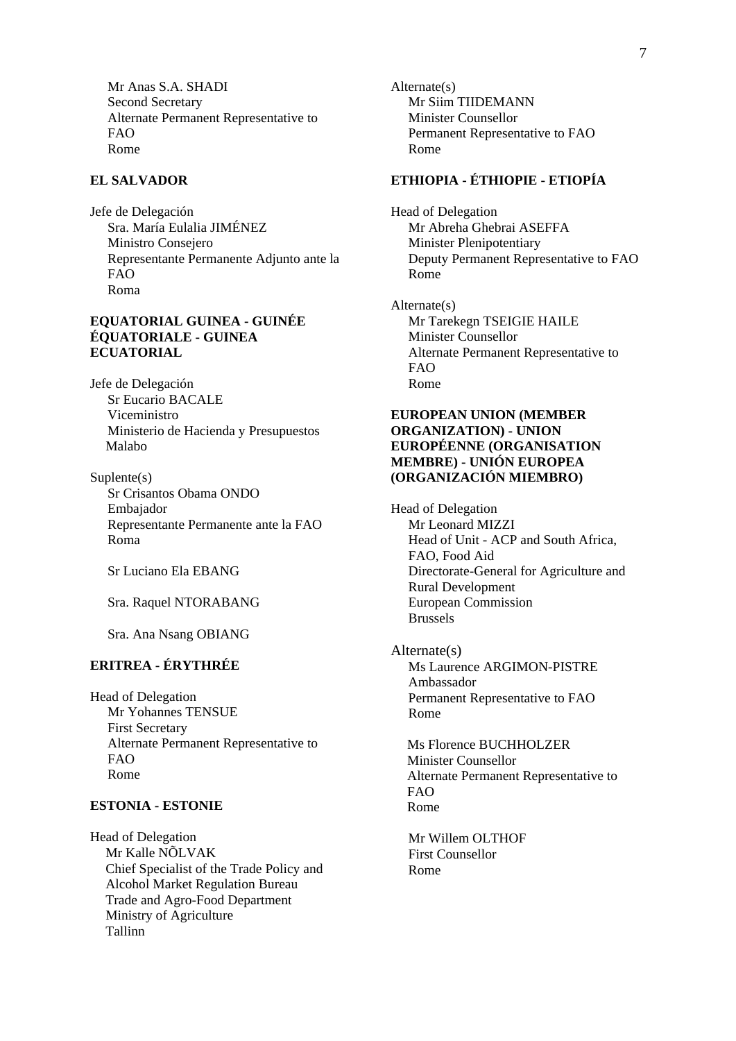Mr Anas S.A. SHADI
Second Secretary
Alternate Permanent Representative to FAO
Rome

**EL SALVADOR**

Jefe de Delegación
Sra. María Eulalia JIMÉNEZ
Ministro Consejero
Representante Permanente Adjunto ante la FAO
Roma

**EQUATORIAL GUINEA - GUINÉE ÉQUATORIALE - GUINEA ECUATORIAL**

Jefe de Delegación
Sr Eucario BACALE
Viceministro
Ministerio de Hacienda y Presupuestos
Malabo

Suplente(s)
Sr Crisantos Obama ONDO
Embajador
Representante Permanente ante la FAO
Roma

Sr Luciano Ela EBANG

Sra. Raquel NTORABANG

Sra. Ana Nsang OBIANG

**ERITREA - ÉRYTHRÉE**

Head of Delegation
Mr Yohannes TENSUE
First Secretary
Alternate Permanent Representative to FAO
Rome

**ESTONIA - ESTONIE**

Head of Delegation
Mr Kalle NÕLVAK
Chief Specialist of the Trade Policy and Alcohol Market Regulation Bureau
Trade and Agro-Food Department
Ministry of Agriculture
Tallinn

Alternate(s)
Mr Siim TIIDEMANN
Minister Counsellor
Permanent Representative to FAO
Rome

**ETHIOPIA - ÉTHIOPIE - ETIOPÍA**

Head of Delegation
Mr Abreha Ghebrai ASEFFA
Minister Plenipotentiary
Deputy Permanent Representative to FAO
Rome

Alternate(s)
Mr Tarekegn TSEIGIE HAILE
Minister Counsellor
Alternate Permanent Representative to FAO
Rome

**EUROPEAN UNION (MEMBER ORGANIZATION) - UNION EUROPÉENNE (ORGANISATION MEMBRE) - UNIÓN EUROPEA (ORGANIZACIÓN MIEMBRO)**

Head of Delegation
Mr Leonard MIZZI
Head of Unit - ACP and South Africa, FAO, Food Aid
Directorate-General for Agriculture and Rural Development
European Commission
Brussels

Alternate(s)
Ms Laurence ARGIMON-PISTRE
Ambassador
Permanent Representative to FAO
Rome

Ms Florence BUCHHOLZER
Minister Counsellor
Alternate Permanent Representative to FAO
Rome

Mr Willem OLTHOF
First Counsellor
Rome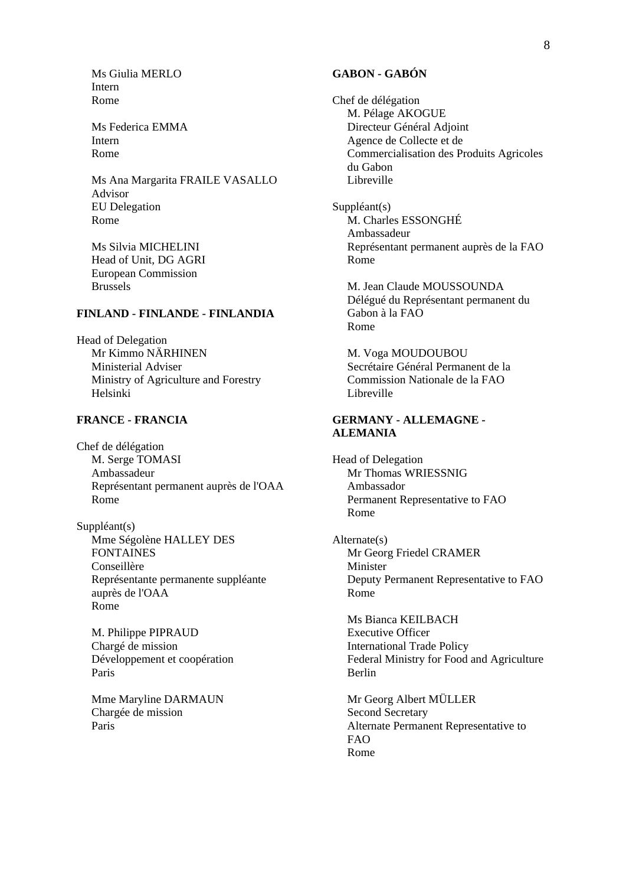Ms Giulia MERLO
Intern
Rome

Ms Federica EMMA
Intern
Rome

Ms Ana Margarita FRAILE VASALLO
Advisor
EU Delegation
Rome

Ms Silvia MICHELINI
Head of Unit, DG AGRI
European Commission
Brussels

**FINLAND - FINLANDE - FINLANDIA**

Head of Delegation
Mr Kimmo NÄRHINEN
Ministerial Adviser
Ministry of Agriculture and Forestry
Helsinki

**FRANCE - FRANCIA**

Chef de délégation
M. Serge TOMASI
Ambassadeur
Représentant permanent auprès de l'OAA
Rome

Suppléant(s)
Mme Ségolène HALLEY DES FONTAINES
Conseillère
Représentante permanente suppléante auprès de l'OAA
Rome

M. Philippe PIPRAUD
Chargé de mission
Développement et coopération
Paris

Mme Maryline DARMAUN
Chargée de mission
Paris

**GABON - GABÓN**

Chef de délégation
M. Pélage AKOGUE
Directeur Général Adjoint
Agence de Collecte et de Commercialisation des Produits Agricoles du Gabon
Libreville

Suppléant(s)
M. Charles ESSONGHÉ
Ambassadeur
Représentant permanent auprès de la FAO
Rome

M. Jean Claude MOUSSOUNDA
Délégué du Représentant permanent du Gabon à la FAO
Rome

M. Voga MOUDOUBOU
Secrétaire Général Permanent de la Commission Nationale de la FAO
Libreville

**GERMANY - ALLEMAGNE - ALEMANIA**

Head of Delegation
Mr Thomas WRIESSNIG
Ambassador
Permanent Representative to FAO
Rome

Alternate(s)
Mr Georg Friedel CRAMER
Minister
Deputy Permanent Representative to FAO
Rome

Ms Bianca KEILBACH
Executive Officer
International Trade Policy
Federal Ministry for Food and Agriculture
Berlin

Mr Georg Albert MÜLLER
Second Secretary
Alternate Permanent Representative to FAO
Rome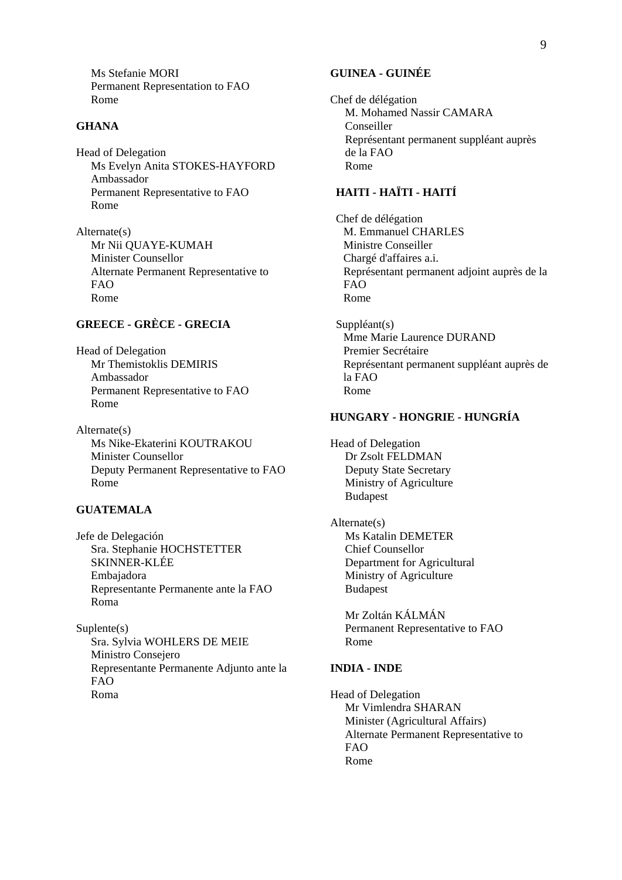Ms Stefanie MORI
Permanent Representation to FAO
Rome

**GHANA**

Head of Delegation
Ms Evelyn Anita STOKES-HAYFORD
Ambassador
Permanent Representative to FAO
Rome

Alternate(s)
Mr Nii QUAYE-KUMAH
Minister Counsellor
Alternate Permanent Representative to FAO
Rome

**GREECE - GRÈCE - GRECIA**

Head of Delegation
Mr Themistoklis DEMIRIS
Ambassador
Permanent Representative to FAO
Rome

Alternate(s)
Ms Nike-Ekaterini KOUTRAKOU
Minister Counsellor
Deputy Permanent Representative to FAO
Rome

**GUATEMALA**

Jefe de Delegación
Sra. Stephanie HOCHSTETTER SKINNER-KLÉE
Embajadora
Representante Permanente ante la FAO
Roma

Suplente(s)
Sra. Sylvia WOHLERS DE MEIE
Ministro Consejero
Representante Permanente Adjunto ante la FAO
Roma

**GUINEA - GUINÉE**

Chef de délégation
M. Mohamed Nassir CAMARA
Conseiller
Représentant permanent suppléant auprès de la FAO
Rome

**HAITI - HAÏTI - HAITÍ**

Chef de délégation
M. Emmanuel CHARLES
Ministre Conseiller
Chargé d'affaires a.i.
Représentant permanent adjoint auprès de la FAO
Rome

Suppléant(s)
Mme Marie Laurence DURAND
Premier Secrétaire
Représentant permanent suppléant auprès de la FAO
Rome

**HUNGARY - HONGRIE - HUNGRÍA**

Head of Delegation
Dr Zsolt FELDMAN
Deputy State Secretary
Ministry of Agriculture
Budapest

Alternate(s)
Ms Katalin DEMETER
Chief Counsellor
Department for Agricultural
Ministry of Agriculture
Budapest

Mr Zoltán KÁLMÁN
Permanent Representative to FAO
Rome

**INDIA - INDE**

Head of Delegation
Mr Vimlendra SHARAN
Minister (Agricultural Affairs)
Alternate Permanent Representative to FAO
Rome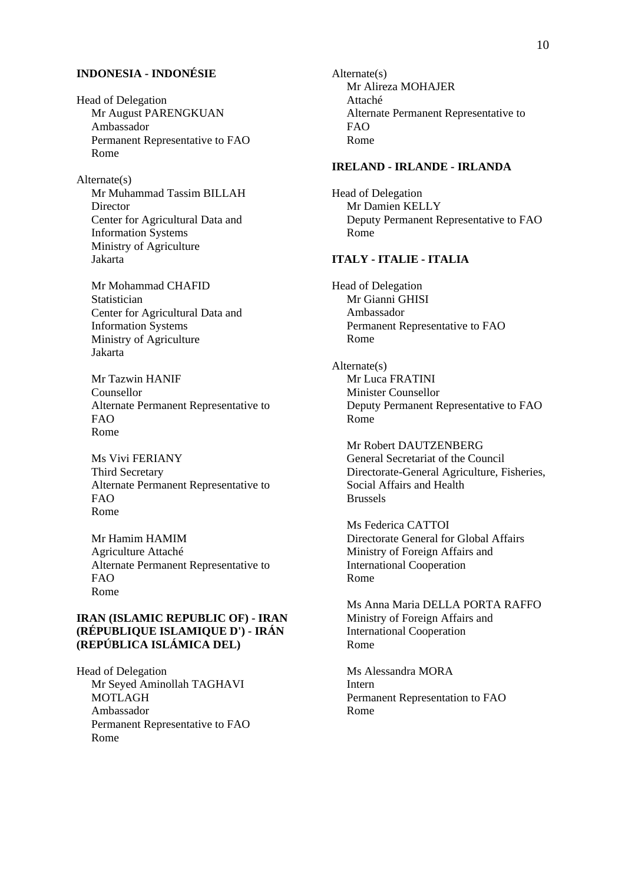**INDONESIA - INDONÉSIE**

Head of Delegation
Mr August PARENGKUAN
Ambassador
Permanent Representative to FAO
Rome

Alternate(s)
Mr Muhammad Tassim BILLAH
Director
Center for Agricultural Data and Information Systems
Ministry of Agriculture
Jakarta

Mr Mohammad CHAFID
Statistician
Center for Agricultural Data and Information Systems
Ministry of Agriculture
Jakarta

Mr Tazwin HANIF
Counsellor
Alternate Permanent Representative to FAO
Rome

Ms Vivi FERIANY
Third Secretary
Alternate Permanent Representative to FAO
Rome

Mr Hamim HAMIM
Agriculture Attaché
Alternate Permanent Representative to FAO
Rome

**IRAN (ISLAMIC REPUBLIC OF) - IRAN (RÉPUBLIQUE ISLAMIQUE D') - IRÁN (REPÚBLICA ISLÁMICA DEL)**

Head of Delegation
Mr Seyed Aminollah TAGHAVI MOTLAGH
Ambassador
Permanent Representative to FAO
Rome

Alternate(s)
Mr Alireza MOHAJER
Attaché
Alternate Permanent Representative to FAO
Rome

**IRELAND - IRLANDE - IRLANDA**

Head of Delegation
Mr Damien KELLY
Deputy Permanent Representative to FAO
Rome

**ITALY - ITALIE - ITALIA**

Head of Delegation
Mr Gianni GHISI
Ambassador
Permanent Representative to FAO
Rome

Alternate(s)
Mr Luca FRATINI
Minister Counsellor
Deputy Permanent Representative to FAO
Rome

Mr Robert DAUTZENBERG
General Secretariat of the Council
Directorate-General Agriculture, Fisheries, Social Affairs and Health
Brussels

Ms Federica CATTOI
Directorate General for Global Affairs
Ministry of Foreign Affairs and International Cooperation
Rome

Ms Anna Maria DELLA PORTA RAFFO
Ministry of Foreign Affairs and International Cooperation
Rome

Ms Alessandra MORA
Intern
Permanent Representation to FAO
Rome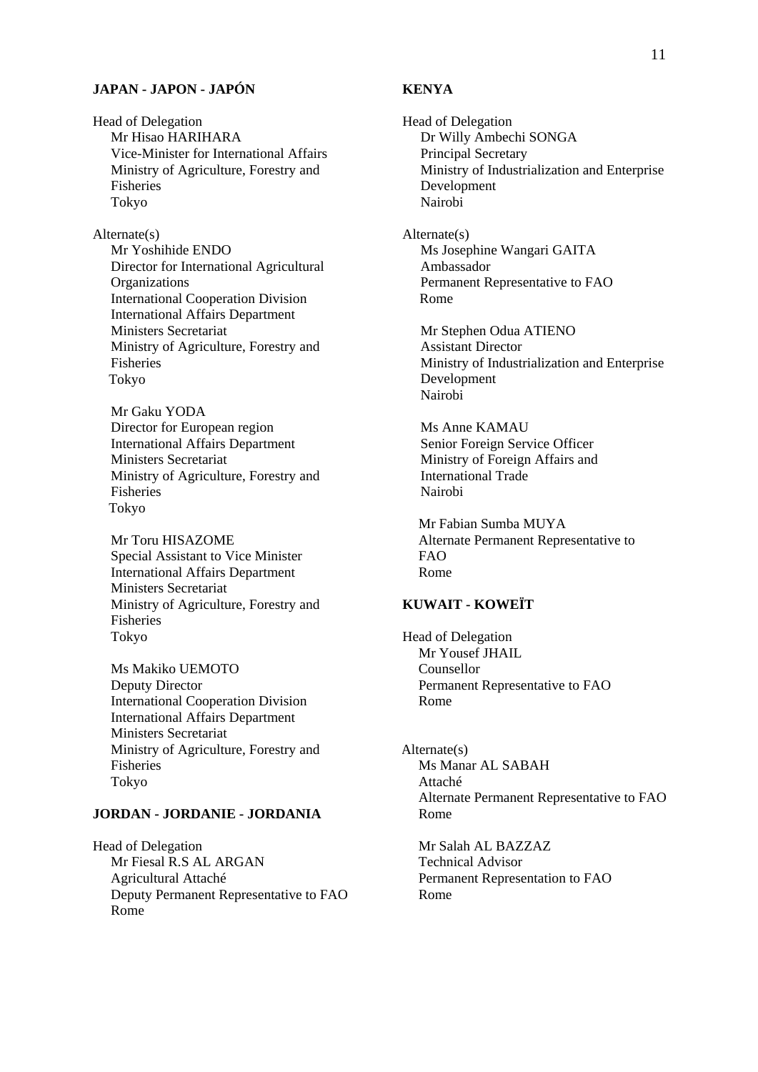**JAPAN - JAPON - JAPÓN**

Head of Delegation
Mr Hisao HARIHARA
Vice-Minister for International Affairs
Ministry of Agriculture, Forestry and Fisheries
Tokyo

Alternate(s)
Mr Yoshihide ENDO
Director for International Agricultural Organizations
International Cooperation Division
International Affairs Department
Ministers Secretariat
Ministry of Agriculture, Forestry and Fisheries
Tokyo

Mr Gaku YODA
Director for European region
International Affairs Department
Ministers Secretariat
Ministry of Agriculture, Forestry and Fisheries
Tokyo

Mr Toru HISAZOME
Special Assistant to Vice Minister
International Affairs Department
Ministers Secretariat
Ministry of Agriculture, Forestry and Fisheries
Tokyo

Ms Makiko UEMOTO
Deputy Director
International Cooperation Division
International Affairs Department
Ministers Secretariat
Ministry of Agriculture, Forestry and Fisheries
Tokyo

**JORDAN - JORDANIE - JORDANIA**

Head of Delegation
Mr Fiesal R.S AL ARGAN
Agricultural Attaché
Deputy Permanent Representative to FAO
Rome

**KENYA**

Head of Delegation
Dr Willy Ambechi SONGA
Principal Secretary
Ministry of Industrialization and Enterprise Development
Nairobi

Alternate(s)
Ms Josephine Wangari GAITA
Ambassador
Permanent Representative to FAO
Rome

Mr Stephen Odua ATIENO
Assistant Director
Ministry of Industrialization and Enterprise Development
Nairobi

Ms Anne KAMAU
Senior Foreign Service Officer
Ministry of Foreign Affairs and International Trade
Nairobi

Mr Fabian Sumba MUYA
Alternate Permanent Representative to FAO
Rome

**KUWAIT - KOWEÏT**

Head of Delegation
Mr Yousef JHAIL
Counsellor
Permanent Representative to FAO
Rome

Alternate(s)
Ms Manar AL SABAH
Attaché
Alternate Permanent Representative to FAO
Rome

Mr Salah AL BAZZAZ
Technical Advisor
Permanent Representation to FAO
Rome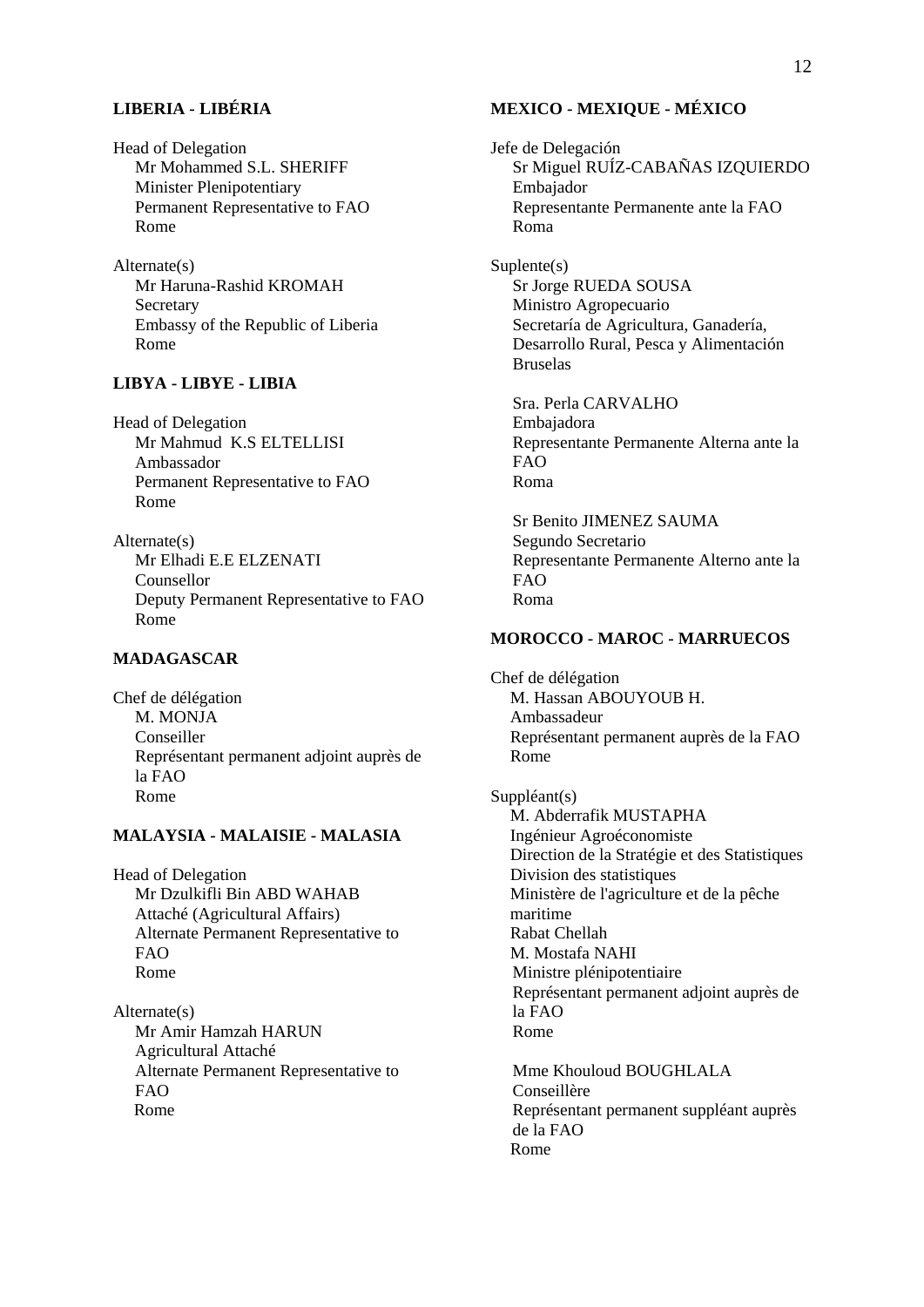**LIBERIA - LIBÉRIA**

Head of Delegation
Mr Mohammed S.L. SHERIFF
Minister Plenipotentiary
Permanent Representative to FAO
Rome

Alternate(s)
Mr Haruna-Rashid KROMAH
Secretary
Embassy of the Republic of Liberia
Rome

**LIBYA - LIBYE - LIBIA**

Head of Delegation
Mr Mahmud K.S ELTELLISI
Ambassador
Permanent Representative to FAO
Rome

Alternate(s)
Mr Elhadi E.E ELZENATI
Counsellor
Deputy Permanent Representative to FAO
Rome

**MADAGASCAR**

Chef de délégation
M. MONJA
Conseiller
Représentant permanent adjoint auprès de la FAO
Rome

**MALAYSIA - MALAISIE - MALASIA**

Head of Delegation
Mr Dzulkifli Bin ABD WAHAB
Attaché (Agricultural Affairs)
Alternate Permanent Representative to FAO
Rome

Alternate(s)
Mr Amir Hamzah HARUN
Agricultural Attaché
Alternate Permanent Representative to FAO
Rome

**MEXICO - MEXIQUE - MÉXICO**

Jefe de Delegación
Sr Miguel RUÍZ-CABAÑAS IZQUIERDO
Embajador
Representante Permanente ante la FAO
Roma

Suplente(s)
Sr Jorge RUEDA SOUSA
Ministro Agropecuario
Secretaría de Agricultura, Ganadería, Desarrollo Rural, Pesca y Alimentación
Bruselas

Sra. Perla CARVALHO
Embajadora
Representante Permanente Alterna ante la FAO
Roma

Sr Benito JIMENEZ SAUMA
Segundo Secretario
Representante Permanente Alterno ante la FAO
Roma

**MOROCCO - MAROC - MARRUECOS**

Chef de délégation
M. Hassan ABOUYOUB H.
Ambassadeur
Représentant permanent auprès de la FAO
Rome

Suppléant(s)
M. Abderrafik MUSTAPHA
Ingénieur Agroéconomiste
Direction de la Stratégie et des Statistiques
Division des statistiques
Ministère de l'agriculture et de la pêche maritime
Rabat Chellah
M. Mostafa NAHI
Ministre plénipotentiaire
Représentant permanent adjoint auprès de la FAO
Rome

Mme Khouloud BOUGHLALA
Conseillère
Représentant permanent suppléant auprès de la FAO
Rome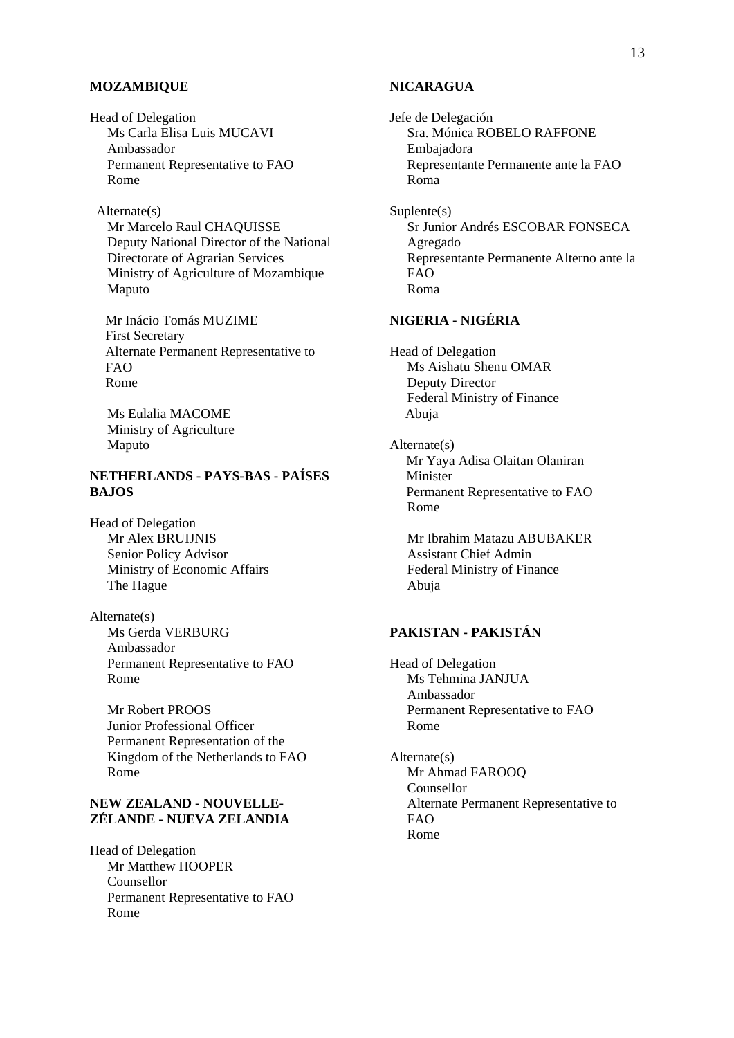**MOZAMBIQUE**

Head of Delegation
Ms Carla Elisa Luis MUCAVI
Ambassador
Permanent Representative to FAO
Rome

Alternate(s)
Mr Marcelo Raul CHAQUISSE
Deputy National Director of the National Directorate of Agrarian Services
Ministry of Agriculture of Mozambique
Maputo

Mr Inácio Tomás MUZIME
First Secretary
Alternate Permanent Representative to FAO
Rome

Ms Eulalia MACOME
Ministry of Agriculture
Maputo

**NETHERLANDS - PAYS-BAS - PAÍSES BAJOS**

Head of Delegation
Mr Alex BRUIJNIS
Senior Policy Advisor
Ministry of Economic Affairs
The Hague

Alternate(s)
Ms Gerda VERBURG
Ambassador
Permanent Representative to FAO
Rome

Mr Robert PROOS
Junior Professional Officer
Permanent Representation of the Kingdom of the Netherlands to FAO
Rome

**NEW ZEALAND - NOUVELLE-ZÉLANDE - NUEVA ZELANDIA**

Head of Delegation
Mr Matthew HOOPER
Counsellor
Permanent Representative to FAO
Rome

**NICARAGUA**

Jefe de Delegación
Sra. Mónica ROBELO RAFFONE
Embajadora
Representante Permanente ante la FAO
Roma

Suplente(s)
Sr Junior Andrés ESCOBAR FONSECA
Agregado
Representante Permanente Alterno ante la FAO
Roma

**NIGERIA - NIGÉRIA**

Head of Delegation
Ms Aishatu Shenu OMAR
Deputy Director
Federal Ministry of Finance
Abuja

Alternate(s)
Mr Yaya Adisa Olaitan Olaniran
Minister
Permanent Representative to FAO
Rome

Mr Ibrahim Matazu ABUBAKER
Assistant Chief Admin
Federal Ministry of Finance
Abuja

**PAKISTAN - PAKISTÁN**

Head of Delegation
Ms Tehmina JANJUA
Ambassador
Permanent Representative to FAO
Rome

Alternate(s)
Mr Ahmad FAROOQ
Counsellor
Alternate Permanent Representative to FAO
Rome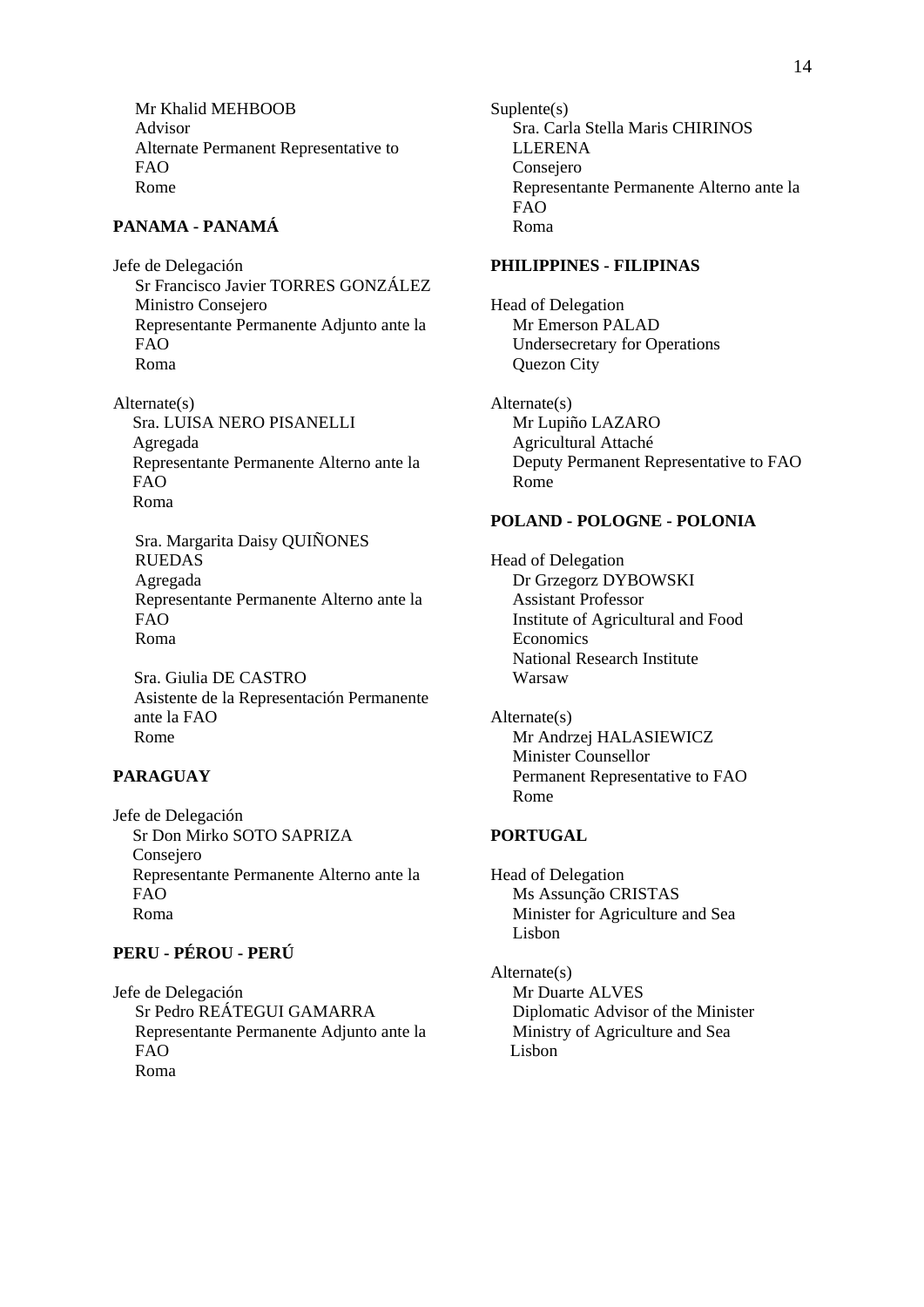Mr Khalid MEHBOOB
Advisor
Alternate Permanent Representative to FAO
Rome

**PANAMA - PANAMÁ**

Jefe de Delegación
Sr Francisco Javier TORRES GONZÁLEZ
Ministro Consejero
Representante Permanente Adjunto ante la FAO
Roma

Alternate(s)
Sra. LUISA NERO PISANELLI
Agregada
Representante Permanente Alterno ante la FAO
Roma

Sra. Margarita Daisy QUIÑONES RUEDAS
Agregada
Representante Permanente Alterno ante la FAO
Roma

Sra. Giulia DE CASTRO
Asistente de la Representación Permanente ante la FAO
Rome

**PARAGUAY**

Jefe de Delegación
Sr Don Mirko SOTO SAPRIZA
Consejero
Representante Permanente Alterno ante la FAO
Roma

**PERU - PÉROU - PERÚ**

Jefe de Delegación
Sr Pedro REÁTEGUI GAMARRA
Representante Permanente Adjunto ante la FAO
Roma

Suplente(s)
Sra. Carla Stella Maris CHIRINOS LLERENA
Consejero
Representante Permanente Alterno ante la FAO
Roma

**PHILIPPINES - FILIPINAS**

Head of Delegation
Mr Emerson PALAD
Undersecretary for Operations
Quezon City

Alternate(s)
Mr Lupiño LAZARO
Agricultural Attaché
Deputy Permanent Representative to FAO
Rome

**POLAND - POLOGNE - POLONIA**

Head of Delegation
Dr Grzegorz DYBOWSKI
Assistant Professor
Institute of Agricultural and Food Economics
National Research Institute
Warsaw

Alternate(s)
Mr Andrzej HALASIEWICZ
Minister Counsellor
Permanent Representative to FAO
Rome

**PORTUGAL**

Head of Delegation
Ms Assunção CRISTAS
Minister for Agriculture and Sea
Lisbon

Alternate(s)
Mr Duarte ALVES
Diplomatic Advisor of the Minister
Ministry of Agriculture and Sea
Lisbon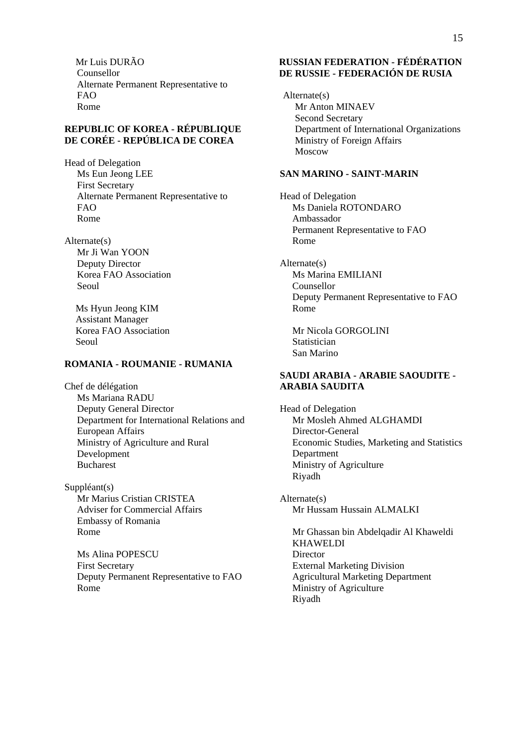Mr Luis DURÃO
Counsellor
Alternate Permanent Representative to FAO
Rome

**REPUBLIC OF KOREA - RÉPUBLIQUE DE CORÉE - REPÚBLICA DE COREA**

Head of Delegation
Ms Eun Jeong LEE
First Secretary
Alternate Permanent Representative to FAO
Rome

Alternate(s)
Mr Ji Wan YOON
Deputy Director
Korea FAO Association
Seoul

Ms Hyun Jeong KIM
Assistant Manager
Korea FAO Association
Seoul

**ROMANIA - ROUMANIE - RUMANIA**

Chef de délégation
Ms Mariana RADU
Deputy General Director
Department for International Relations and European Affairs
Ministry of Agriculture and Rural Development
Bucharest

Suppléant(s)
Mr Marius Cristian CRISTEA
Adviser for Commercial Affairs
Embassy of Romania
Rome

Ms Alina POPESCU
First Secretary
Deputy Permanent Representative to FAO
Rome

**RUSSIAN FEDERATION - FÉDÉRATION DE RUSSIE - FEDERACIÓN DE RUSIA**

Alternate(s)
Mr Anton MINAEV
Second Secretary
Department of International Organizations
Ministry of Foreign Affairs
Moscow

**SAN MARINO - SAINT-MARIN**

Head of Delegation
Ms Daniela ROTONDARO
Ambassador
Permanent Representative to FAO
Rome

Alternate(s)
Ms Marina EMILIANI
Counsellor
Deputy Permanent Representative to FAO
Rome

Mr Nicola GORGOLINI
Statistician
San Marino

**SAUDI ARABIA - ARABIE SAOUDITE - ARABIA SAUDITA**

Head of Delegation
Mr Mosleh Ahmed ALGHAMDI
Director-General
Economic Studies, Marketing and Statistics Department
Ministry of Agriculture
Riyadh

Alternate(s)
Mr Hussam Hussain ALMALKI

Mr Ghassan bin Abdelqadir Al Khaweldi KHAWELDI
Director
External Marketing Division
Agricultural Marketing Department
Ministry of Agriculture
Riyadh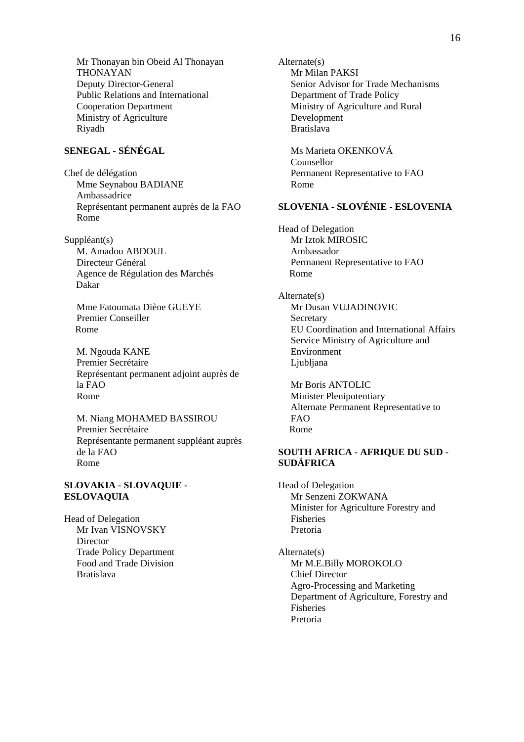Mr Thonayan bin Obeid Al Thonayan THONAYAN
Deputy Director-General
Public Relations and International Cooperation Department
Ministry of Agriculture
Riyadh

**SENEGAL - SÉNÉGAL**

Chef de délégation
Mme Seynabou BADIANE
Ambassadrice
Représentant permanent auprès de la FAO
Rome

Suppléant(s)
M. Amadou ABDOUL
Directeur Général
Agence de Régulation des Marchés
Dakar

Mme Fatoumata Diène GUEYE
Premier Conseiller
Rome

M. Ngouda KANE
Premier Secrétaire
Représentant permanent adjoint auprès de la FAO
Rome

M. Niang MOHAMED BASSIROU
Premier Secrétaire
Représentante permanent suppléant auprès de la FAO
Rome

**SLOVAKIA - SLOVAQUIE - ESLOVAQUIA**

Head of Delegation
Mr Ivan VISNOVSKY
Director
Trade Policy Department
Food and Trade Division
Bratislava

Alternate(s)
Mr Milan PAKSI
Senior Advisor for Trade Mechanisms
Department of Trade Policy
Ministry of Agriculture and Rural Development
Bratislava

Ms Marieta OKENKOVÁ
Counsellor
Permanent Representative to FAO
Rome

**SLOVENIA - SLOVÉNIE - ESLOVENIA**

Head of Delegation
Mr Iztok MIROSIC
Ambassador
Permanent Representative to FAO
Rome

Alternate(s)
Mr Dusan VUJADINOVIC
Secretary
EU Coordination and International Affairs Service Ministry of Agriculture and Environment
Ljubljana

Mr Boris ANTOLIC
Minister Plenipotentiary
Alternate Permanent Representative to FAO
Rome

**SOUTH AFRICA - AFRIQUE DU SUD - SUDÁFRICA**

Head of Delegation
Mr Senzeni ZOKWANA
Minister for Agriculture Forestry and Fisheries
Pretoria

Alternate(s)
Mr M.E.Billy MOROKOLO
Chief Director
Agro-Processing and Marketing
Department of Agriculture, Forestry and Fisheries
Pretoria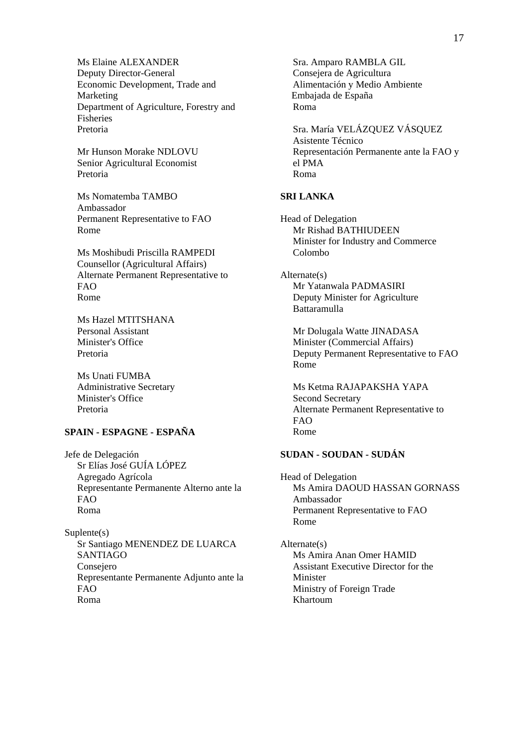Ms Elaine ALEXANDER
Deputy Director-General
Economic Development, Trade and Marketing
Department of Agriculture, Forestry and Fisheries
Pretoria

Mr Hunson Morake NDLOVU
Senior Agricultural Economist
Pretoria

Ms Nomatemba TAMBO
Ambassador
Permanent Representative to FAO
Rome

Ms Moshibudi Priscilla RAMPEDI
Counsellor (Agricultural Affairs)
Alternate Permanent Representative to FAO
Rome

Ms Hazel MTITSHANA
Personal Assistant
Minister's Office
Pretoria

Ms Unati FUMBA
Administrative Secretary
Minister's Office
Pretoria

**SPAIN - ESPAGNE - ESPAÑA**

Jefe de Delegación
Sr Elías José GUÍA LÓPEZ
Agregado Agrícola
Representante Permanente Alterno ante la FAO
Roma

Suplente(s)
Sr Santiago MENENDEZ DE LUARCA SANTIAGO
Consejero
Representante Permanente Adjunto ante la FAO
Roma

Sra. Amparo RAMBLA GIL
Consejera de Agricultura
Alimentación y Medio Ambiente
Embajada de España
Roma

Sra. María VELÁZQUEZ VÁSQUEZ
Asistente Técnico
Representación Permanente ante la FAO y el PMA
Roma

**SRI LANKA**

Head of Delegation
Mr Rishad BATHIUDEEN
Minister for Industry and Commerce
Colombo

Alternate(s)
Mr Yatanwala PADMASIRI
Deputy Minister for Agriculture
Battaramulla

Mr Dolugala Watte JINADASA
Minister (Commercial Affairs)
Deputy Permanent Representative to FAO
Rome

Ms Ketma RAJAPAKSHA YAPA
Second Secretary
Alternate Permanent Representative to FAO
Rome

**SUDAN - SOUDAN - SUDÁN**

Head of Delegation
Ms Amira DAOUD HASSAN GORNASS
Ambassador
Permanent Representative to FAO
Rome

Alternate(s)
Ms Amira Anan Omer HAMID
Assistant Executive Director for the Minister
Ministry of Foreign Trade
Khartoum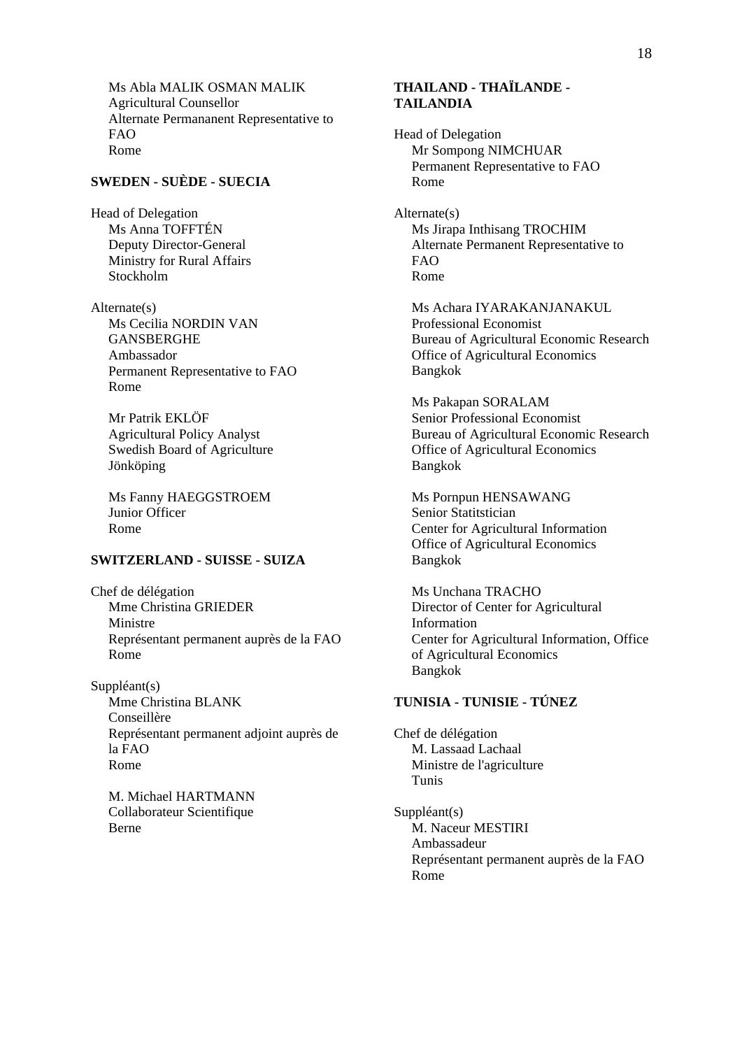Ms Abla MALIK OSMAN MALIK
Agricultural Counsellor
Alternate Permananent Representative to FAO
Rome

**SWEDEN - SUÈDE - SUECIA**

Head of Delegation
Ms Anna TOFFTÉN
Deputy Director-General
Ministry for Rural Affairs
Stockholm

Alternate(s)
Ms Cecilia NORDIN VAN GANSBERGHE
Ambassador
Permanent Representative to FAO
Rome

Mr Patrik EKLÖF
Agricultural Policy Analyst
Swedish Board of Agriculture
Jönköping

Ms Fanny HAEGGSTROEM
Junior Officer
Rome

**SWITZERLAND - SUISSE - SUIZA**

Chef de délégation
Mme Christina GRIEDER
Ministre
Représentant permanent auprès de la FAO
Rome

Suppléant(s)
Mme Christina BLANK
Conseillère
Représentant permanent adjoint auprès de la FAO
Rome

M. Michael HARTMANN
Collaborateur Scientifique
Berne

**THAILAND - THAÏLANDE - TAILANDIA**

Head of Delegation
Mr Sompong NIMCHUAR
Permanent Representative to FAO
Rome

Alternate(s)
Ms Jirapa Inthisang TROCHIM
Alternate Permanent Representative to FAO
Rome

Ms Achara IYARAKANJANAKUL
Professional Economist
Bureau of Agricultural Economic Research
Office of Agricultural Economics
Bangkok

Ms Pakapan SORALAM
Senior Professional Economist
Bureau of Agricultural Economic Research
Office of Agricultural Economics
Bangkok

Ms Pornpun HENSAWANG
Senior Statitstician
Center for Agricultural Information
Office of Agricultural Economics
Bangkok

Ms Unchana TRACHO
Director of Center for Agricultural Information
Center for Agricultural Information, Office of Agricultural Economics
Bangkok

**TUNISIA - TUNISIE - TÚNEZ**

Chef de délégation
M. Lassaad Lachaal
Ministre de l'agriculture
Tunis

Suppléant(s)
M. Naceur MESTIRI
Ambassadeur
Représentant permanent auprès de la FAO
Rome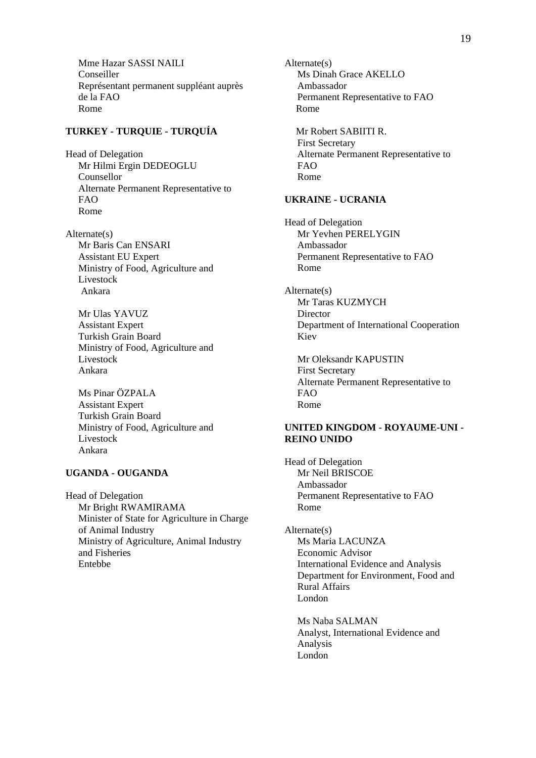Mme Hazar SASSI NAILI
Conseiller
Représentant permanent suppléant auprès de la FAO
Rome

**TURKEY - TURQUIE - TURQUÍA**

Head of Delegation
Mr Hilmi Ergin DEDEOGLU
Counsellor
Alternate Permanent Representative to FAO
Rome

Alternate(s)
Mr Baris Can ENSARI
Assistant EU Expert
Ministry of Food, Agriculture and Livestock
Ankara

Mr Ulas YAVUZ
Assistant Expert
Turkish Grain Board
Ministry of Food, Agriculture and Livestock
Ankara

Ms Pinar ÖZPALA
Assistant Expert
Turkish Grain Board
Ministry of Food, Agriculture and Livestock
Ankara

**UGANDA - OUGANDA**

Head of Delegation
Mr Bright RWAMIRAMA
Minister of State for Agriculture in Charge of Animal Industry
Ministry of Agriculture, Animal Industry and Fisheries
Entebbe

Alternate(s)
Ms Dinah Grace AKELLO
Ambassador
Permanent Representative to FAO
Rome

Mr Robert SABIITI R.
First Secretary
Alternate Permanent Representative to FAO
Rome

**UKRAINE - UCRANIA**

Head of Delegation
Mr Yevhen PERELYGIN
Ambassador
Permanent Representative to FAO
Rome

Alternate(s)
Mr Taras KUZMYCH
Director
Department of International Cooperation
Kiev

Mr Oleksandr KAPUSTIN
First Secretary
Alternate Permanent Representative to FAO
Rome

**UNITED KINGDOM - ROYAUME-UNI - REINO UNIDO**

Head of Delegation
Mr Neil BRISCOE
Ambassador
Permanent Representative to FAO
Rome

Alternate(s)
Ms Maria LACUNZA
Economic Advisor
International Evidence and Analysis
Department for Environment, Food and Rural Affairs
London

Ms Naba SALMAN
Analyst, International Evidence and Analysis
London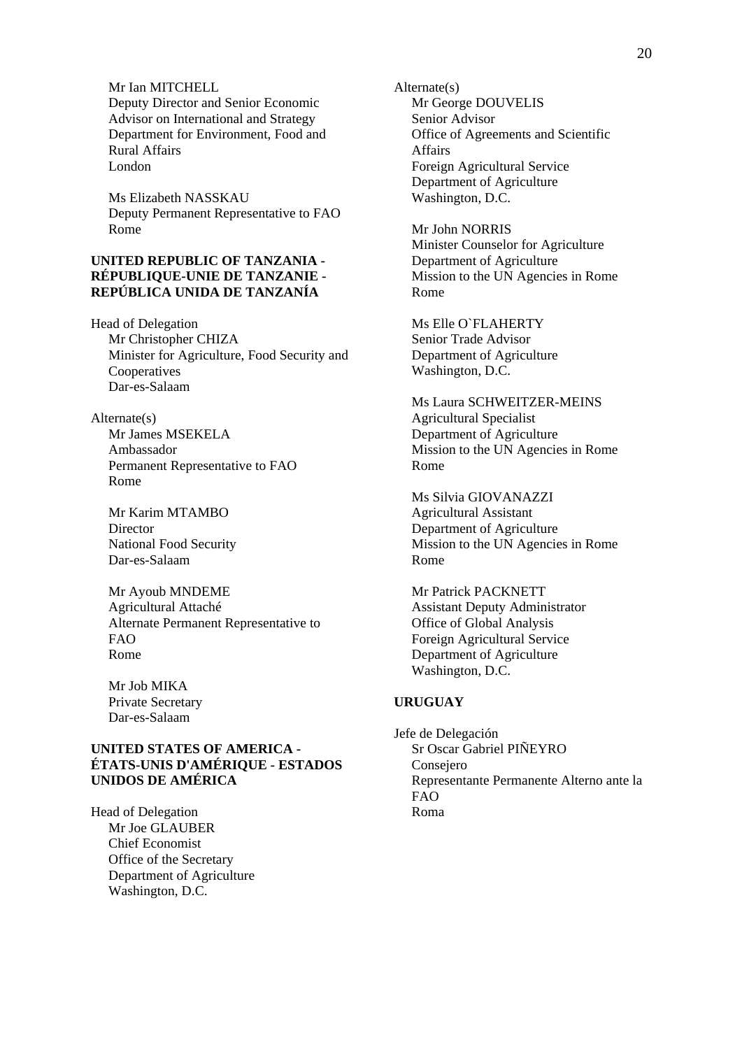Mr Ian MITCHELL
Deputy Director and Senior Economic Advisor on International and Strategy
Department for Environment, Food and Rural Affairs
London

Ms Elizabeth NASSKAU
Deputy Permanent Representative to FAO
Rome

**UNITED REPUBLIC OF TANZANIA - RÉPUBLIQUE-UNIE DE TANZANIE - REPÚBLICA UNIDA DE TANZANÍA**

Head of Delegation
Mr Christopher CHIZA
Minister for Agriculture, Food Security and Cooperatives
Dar-es-Salaam

Alternate(s)
Mr James MSEKELA
Ambassador
Permanent Representative to FAO
Rome

Mr Karim MTAMBO
Director
National Food Security
Dar-es-Salaam

Mr Ayoub MNDEME
Agricultural Attaché
Alternate Permanent Representative to FAO
Rome

Mr Job MIKA
Private Secretary
Dar-es-Salaam

**UNITED STATES OF AMERICA - ÉTATS-UNIS D'AMÉRIQUE - ESTADOS UNIDOS DE AMÉRICA**

Head of Delegation
Mr Joe GLAUBER
Chief Economist
Office of the Secretary
Department of Agriculture
Washington, D.C.

Alternate(s)
Mr George DOUVELIS
Senior Advisor
Office of Agreements and Scientific Affairs
Foreign Agricultural Service
Department of Agriculture
Washington, D.C.

Mr John NORRIS
Minister Counselor for Agriculture
Department of Agriculture
Mission to the UN Agencies in Rome
Rome

Ms Elle O`FLAHERTY
Senior Trade Advisor
Department of Agriculture
Washington, D.C.

Ms Laura SCHWEITZER-MEINS
Agricultural Specialist
Department of Agriculture
Mission to the UN Agencies in Rome
Rome

Ms Silvia GIOVANAZZI
Agricultural Assistant
Department of Agriculture
Mission to the UN Agencies in Rome
Rome

Mr Patrick PACKNETT
Assistant Deputy Administrator
Office of Global Analysis
Foreign Agricultural Service
Department of Agriculture
Washington, D.C.

**URUGUAY**

Jefe de Delegación
Sr Oscar Gabriel PIÑEYRO
Consejero
Representante Permanente Alterno ante la FAO
Roma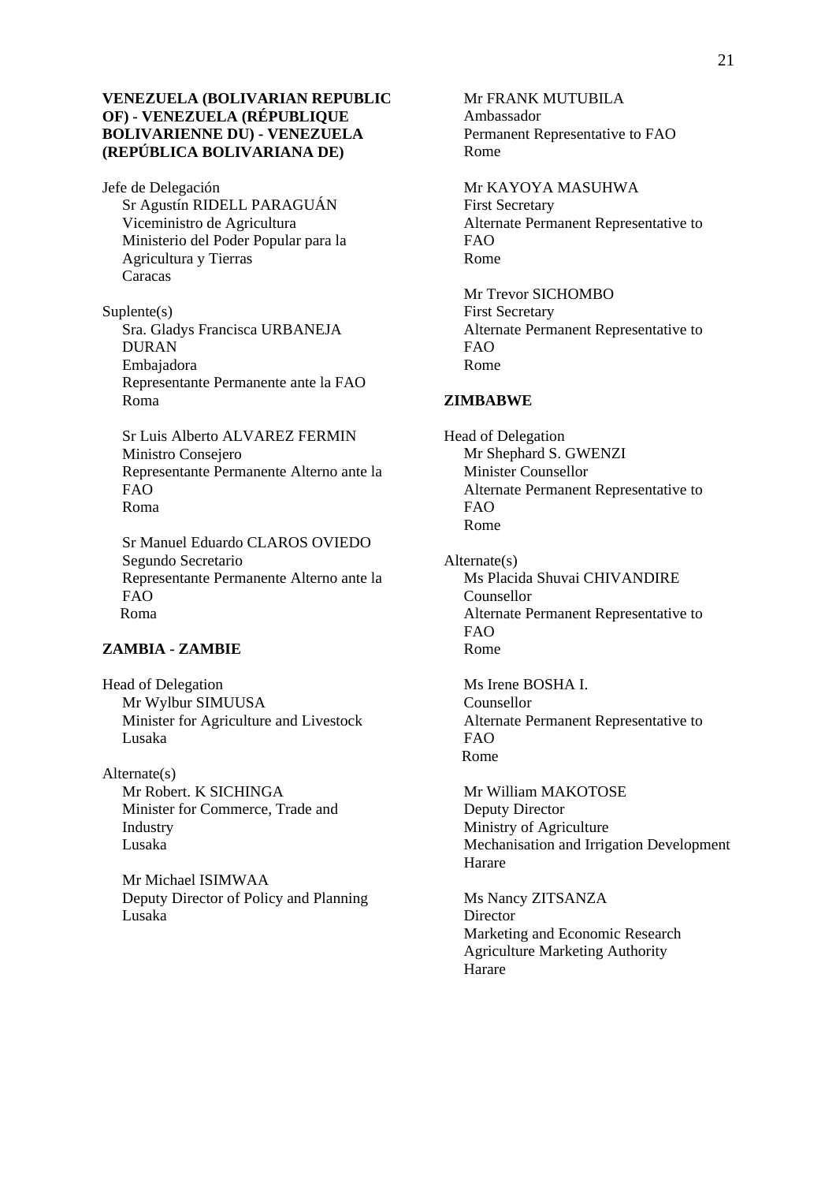**VENEZUELA (BOLIVARIAN REPUBLIC OF) - VENEZUELA (RÉPUBLIQUE BOLIVARIENNE DU) - VENEZUELA (REPÚBLICA BOLIVARIANA DE)**

Jefe de Delegación
Sr Agustín RIDELL PARAGUÁN
Viceministro de Agricultura
Ministerio del Poder Popular para la Agricultura y Tierras
Caracas

Suplente(s)
Sra. Gladys Francisca URBANEJA DURAN
Embajadora
Representante Permanente ante la FAO
Roma

Sr Luis Alberto ALVAREZ FERMIN
Ministro Consejero
Representante Permanente Alterno ante la FAO
Roma

Sr Manuel Eduardo CLAROS OVIEDO
Segundo Secretario
Representante Permanente Alterno ante la FAO
Roma

**ZAMBIA - ZAMBIE**

Head of Delegation
Mr Wylbur SIMUUSA
Minister for Agriculture and Livestock
Lusaka

Alternate(s)
Mr Robert. K SICHINGA
Minister for Commerce, Trade and Industry
Lusaka

Mr Michael ISIMWAA
Deputy Director of Policy and Planning
Lusaka

Mr FRANK MUTUBILA
Ambassador
Permanent Representative to FAO
Rome

Mr KAYOYA MASUHWA
First Secretary
Alternate Permanent Representative to FAO
Rome

Mr Trevor SICHOMBO
First Secretary
Alternate Permanent Representative to FAO
Rome

**ZIMBABWE**

Head of Delegation
Mr Shephard S. GWENZI
Minister Counsellor
Alternate Permanent Representative to FAO
Rome

Alternate(s)
Ms Placida Shuvai CHIVANDIRE
Counsellor
Alternate Permanent Representative to FAO
Rome

Ms Irene BOSHA I.
Counsellor
Alternate Permanent Representative to FAO
Rome

Mr William MAKOTOSE
Deputy Director
Ministry of Agriculture
Mechanisation and Irrigation Development
Harare

Ms Nancy ZITSANZA
Director
Marketing and Economic Research
Agriculture Marketing Authority
Harare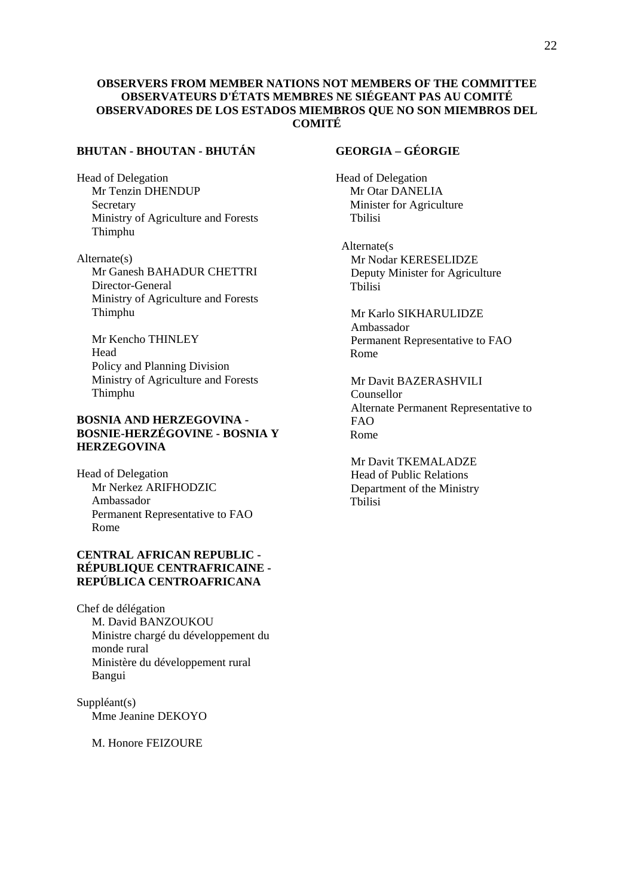**OBSERVERS FROM MEMBER NATIONS NOT MEMBERS OF THE COMMITTEE**
**OBSERVATEURS D'ÉTATS MEMBRES NE SIÉGEANT PAS AU COMITÉ**
**OBSERVADORES DE LOS ESTADOS MIEMBROS QUE NO SON MIEMBROS DEL COMITÉ**

**BHUTAN - BHOUTAN - BHUTÁN**

Head of Delegation
Mr Tenzin DHENDUP
Secretary
Ministry of Agriculture and Forests
Thimphu

Alternate(s)
Mr Ganesh BAHADUR CHETTRI
Director-General
Ministry of Agriculture and Forests
Thimphu

Mr Kencho THINLEY
Head
Policy and Planning Division
Ministry of Agriculture and Forests
Thimphu

**BOSNIA AND HERZEGOVINA - BOSNIE-HERZÉGOVINE - BOSNIA Y HERZEGOVINA**

Head of Delegation
Mr Nerkez ARIFHODZIC
Ambassador
Permanent Representative to FAO
Rome

**CENTRAL AFRICAN REPUBLIC - RÉPUBLIQUE CENTRAFRICAINE - REPÚBLICA CENTROAFRICANA**

Chef de délégation
M. David BANZOUKOU
Ministre chargé du développement du monde rural
Ministère du développement rural
Bangui

Suppléant(s)
Mme Jeanine DEKOYO

M. Honore FEIZOURE

**GEORGIA – GÉORGIE**

Head of Delegation
Mr Otar DANELIA
Minister for Agriculture
Tbilisi

Alternate(s
Mr Nodar KERESELIDZE
Deputy Minister for Agriculture
Tbilisi

Mr Karlo SIKHARULIDZE
Ambassador
Permanent Representative to FAO
Rome

Mr Davit BAZERASHVILI
Counsellor
Alternate Permanent Representative to FAO
Rome

Mr Davit TKEMALADZE
Head of Public Relations
Department of the Ministry
Tbilisi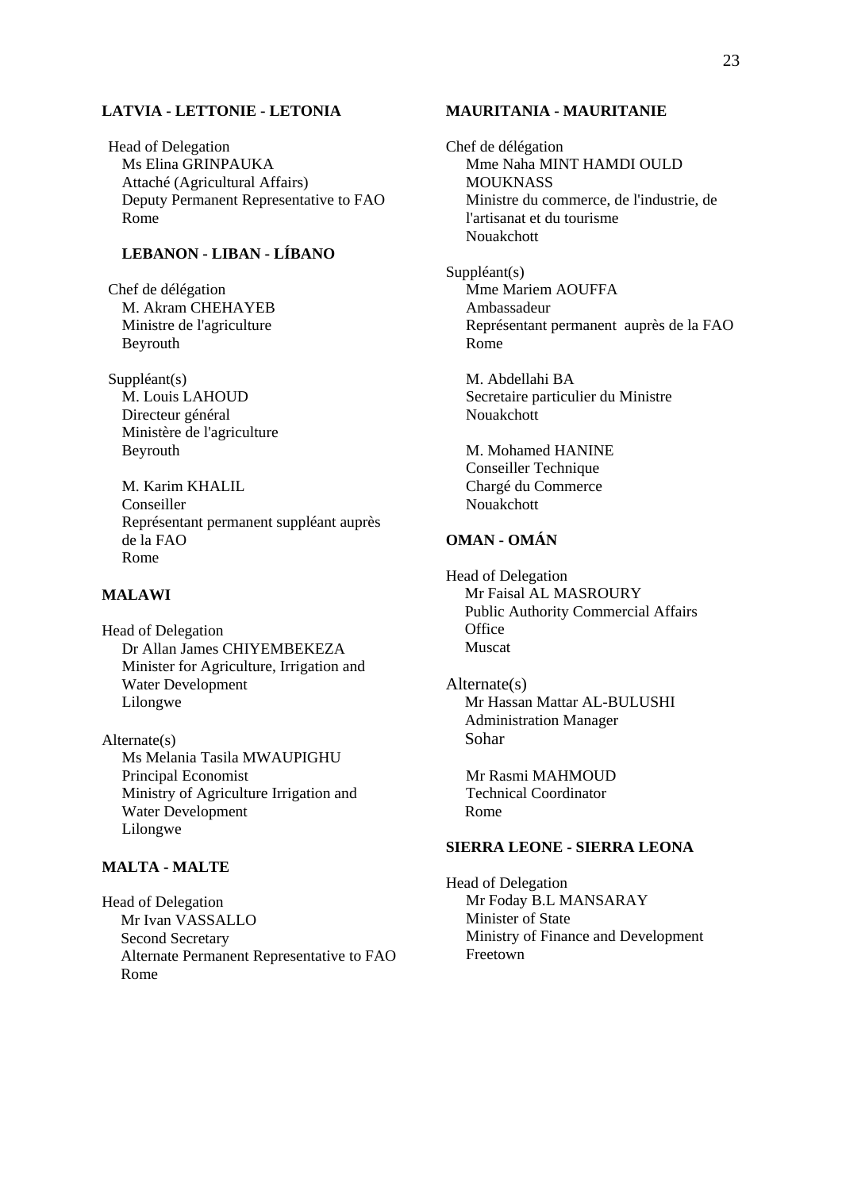**LATVIA - LETTONIE - LETONIA**

Head of Delegation
Ms Elina GRINPAUKA
Attaché (Agricultural Affairs)
Deputy Permanent Representative to FAO
Rome

**LEBANON - LIBAN - LÍBANO**

Chef de délégation
M. Akram CHEHAYEB
Ministre de l'agriculture
Beyrouth

Suppléant(s)
M. Louis LAHOUD
Directeur général
Ministère de l'agriculture
Beyrouth

M. Karim KHALIL
Conseiller
Représentant permanent suppléant auprès de la FAO
Rome

**MALAWI**

Head of Delegation
Dr Allan James CHIYEMBEKEZA
Minister for Agriculture, Irrigation and Water Development
Lilongwe

Alternate(s)
Ms Melania Tasila MWAUPIGHU
Principal Economist
Ministry of Agriculture Irrigation and Water Development
Lilongwe

**MALTA - MALTE**

Head of Delegation
Mr Ivan VASSALLO
Second Secretary
Alternate Permanent Representative to FAO
Rome

**MAURITANIA - MAURITANIE**

Chef de délégation
Mme Naha MINT HAMDI OULD MOUKNASS
Ministre du commerce, de l'industrie, de l'artisanat et du tourisme
Nouakchott

Suppléant(s)
Mme Mariem AOUFFA
Ambassadeur
Représentant permanent auprès de la FAO
Rome

M. Abdellahi BA
Secretaire particulier du Ministre
Nouakchott

M. Mohamed HANINE
Conseiller Technique
Chargé du Commerce
Nouakchott

**OMAN - OMÁN**

Head of Delegation
Mr Faisal AL MASROURY
Public Authority Commercial Affairs Office
Muscat

Alternate(s)
Mr Hassan Mattar AL-BULUSHI
Administration Manager
Sohar

Mr Rasmi MAHMOUD
Technical Coordinator
Rome

**SIERRA LEONE - SIERRA LEONA**

Head of Delegation
Mr Foday B.L MANSARAY
Minister of State
Ministry of Finance and Development
Freetown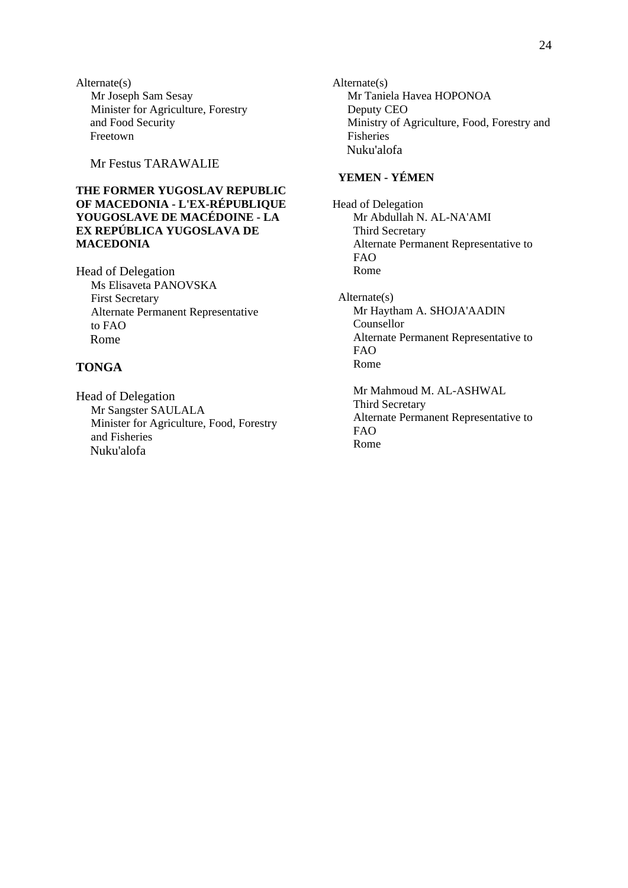Alternate(s)
Mr Joseph Sam Sesay
Minister for Agriculture, Forestry and Food Security
Freetown

Mr Festus TARAWALIE

**THE FORMER YUGOSLAV REPUBLIC OF MACEDONIA - L'EX-RÉPUBLIQUE YOUGOSLAVE DE MACÉDOINE - LA EX REPÚBLICA YUGOSLAVA DE MACEDONIA**

Head of Delegation
Ms Elisaveta PANOVSKA
First Secretary
Alternate Permanent Representative to FAO
Rome

**TONGA**

Head of Delegation
Mr Sangster SAULALA
Minister for Agriculture, Food, Forestry and Fisheries
Nuku'alofa

Alternate(s)
Mr Taniela Havea HOPONOA
Deputy CEO
Ministry of Agriculture, Food, Forestry and Fisheries
Nuku'alofa

**YEMEN - YÉMEN**

Head of Delegation
Mr Abdullah N. AL-NA'AMI
Third Secretary
Alternate Permanent Representative to FAO
Rome

Alternate(s)
Mr Haytham A. SHOJA'AADIN
Counsellor
Alternate Permanent Representative to FAO
Rome

Mr Mahmoud M. AL-ASHWAL
Third Secretary
Alternate Permanent Representative to FAO
Rome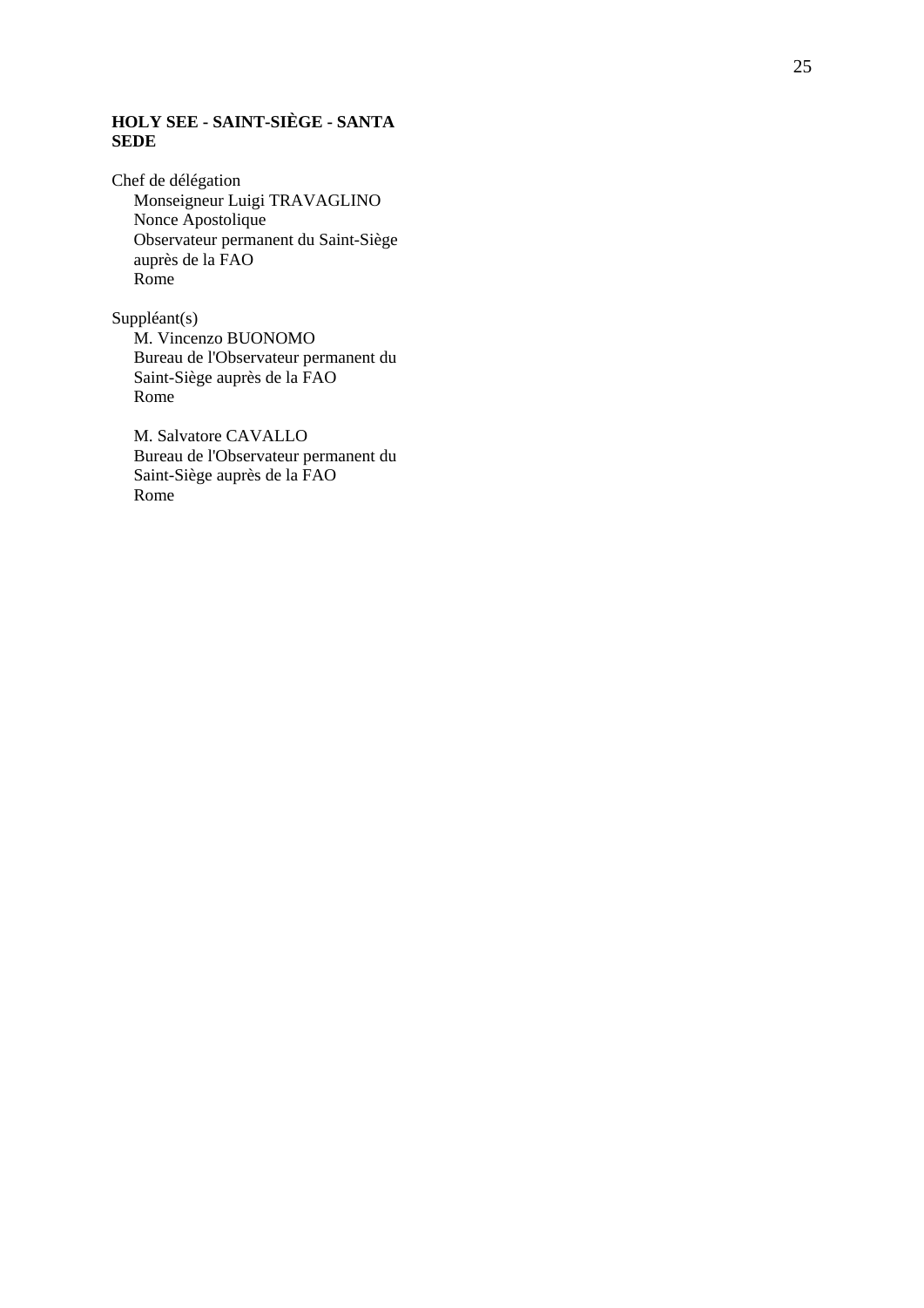**HOLY SEE - SAINT-SIÈGE - SANTA SEDE**

Chef de délégation
Monseigneur Luigi TRAVAGLINO
Nonce Apostolique
Observateur permanent du Saint-Siège auprès de la FAO
Rome

Suppléant(s)
M. Vincenzo BUONOMO
Bureau de l'Observateur permanent du Saint-Siège auprès de la FAO
Rome

M. Salvatore CAVALLO
Bureau de l'Observateur permanent du Saint-Siège auprès de la FAO
Rome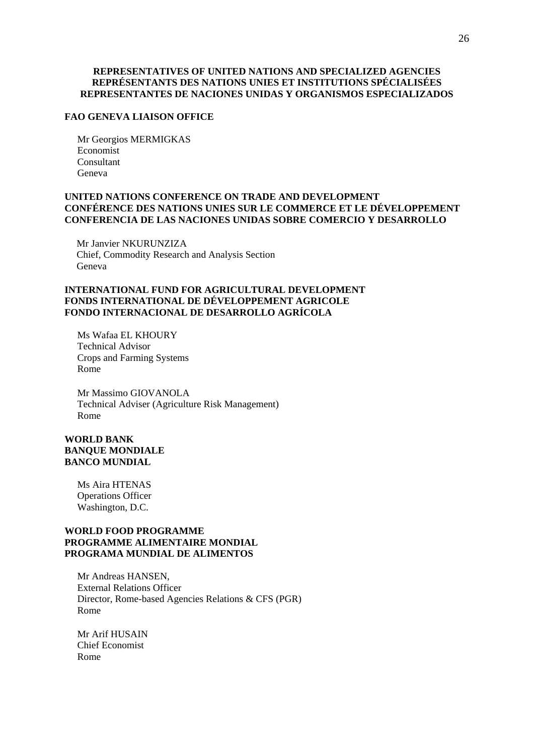**REPRESENTATIVES OF UNITED NATIONS AND SPECIALIZED AGENCIES**
**REPRÉSENTANTS DES NATIONS UNIES ET INSTITUTIONS SPÉCIALISÉES**
**REPRESENTANTES DE NACIONES UNIDAS Y ORGANISMOS ESPECIALIZADOS**

**FAO GENEVA LIAISON OFFICE**

Mr Georgios MERMIGKAS
Economist
Consultant
Geneva

**UNITED NATIONS CONFERENCE ON TRADE AND DEVELOPMENT**
**CONFÉRENCE DES NATIONS UNIES SUR LE COMMERCE ET LE DÉVELOPPEMENT**
**CONFERENCIA DE LAS NACIONES UNIDAS SOBRE COMERCIO Y DESARROLLO**

Mr Janvier NKURUNZIZA
Chief, Commodity Research and Analysis Section
Geneva

**INTERNATIONAL FUND FOR AGRICULTURAL DEVELOPMENT**
**FONDS INTERNATIONAL DE DÉVELOPPEMENT AGRICOLE**
**FONDO INTERNACIONAL DE DESARROLLO AGRÍCOLA**

Ms Wafaa EL KHOURY
Technical Advisor
Crops and Farming Systems
Rome

Mr Massimo GIOVANOLA
Technical Adviser (Agriculture Risk Management)
Rome

**WORLD BANK**
**BANQUE MONDIALE**
**BANCO MUNDIAL**

Ms Aira HTENAS
Operations Officer
Washington, D.C.

**WORLD FOOD PROGRAMME**
**PROGRAMME ALIMENTAIRE MONDIAL**
**PROGRAMA MUNDIAL DE ALIMENTOS**

Mr Andreas HANSEN,
External Relations Officer
Director, Rome-based Agencies Relations & CFS (PGR)
Rome

Mr Arif HUSAIN
Chief Economist
Rome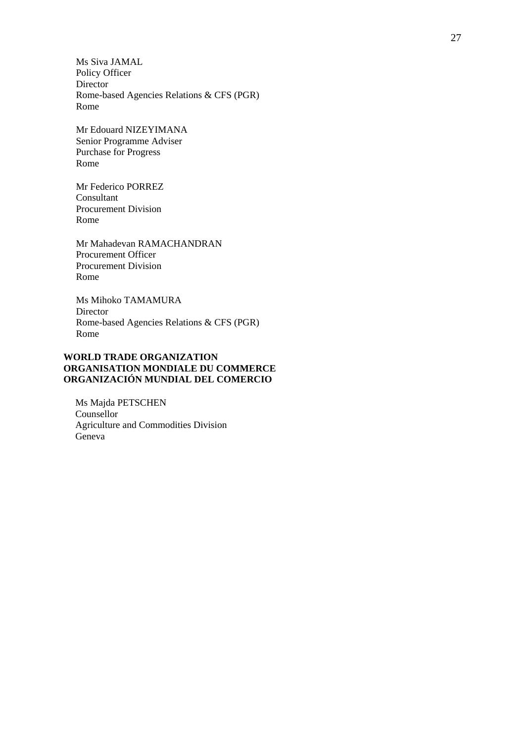Ms Siva JAMAL
Policy Officer
Director
Rome-based Agencies Relations & CFS (PGR)
Rome

Mr Edouard NIZEYIMANA
Senior Programme Adviser
Purchase for Progress
Rome

Mr Federico PORREZ
Consultant
Procurement Division
Rome

Mr Mahadevan RAMACHANDRAN
Procurement Officer
Procurement Division
Rome

Ms Mihoko TAMAMURA
Director
Rome-based Agencies Relations & CFS (PGR)
Rome

**WORLD TRADE ORGANIZATION**
**ORGANISATION MONDIALE DU COMMERCE**
**ORGANIZACIÓN MUNDIAL DEL COMERCIO**

Ms Majda PETSCHEN
Counsellor
Agriculture and Commodities Division
Geneva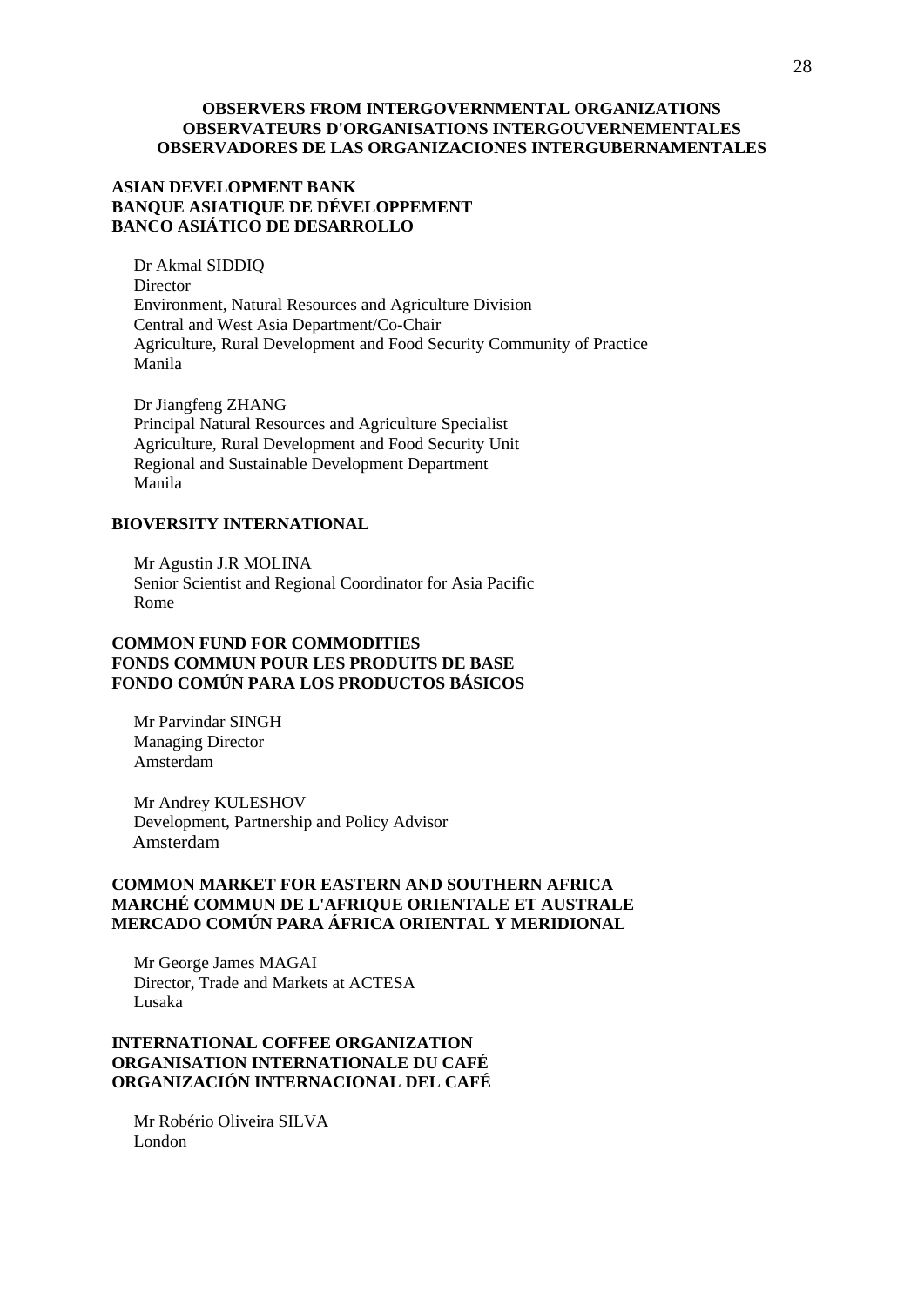**OBSERVERS FROM INTERGOVERNMENTAL ORGANIZATIONS**
**OBSERVATEURS D'ORGANISATIONS INTERGOUVERNEMENTALES**
**OBSERVADORES DE LAS ORGANIZACIONES INTERGUBERNAMENTALES**

**ASIAN DEVELOPMENT BANK**
**BANQUE ASIATIQUE DE DÉVELOPPEMENT**
**BANCO ASIÁTICO DE DESARROLLO**

Dr Akmal SIDDIQ
Director
Environment, Natural Resources and Agriculture Division
Central and West Asia Department/Co-Chair
Agriculture, Rural Development and Food Security Community of Practice
Manila

Dr Jiangfeng ZHANG
Principal Natural Resources and Agriculture Specialist
Agriculture, Rural Development and Food Security Unit
Regional and Sustainable Development Department
Manila

**BIOVERSITY INTERNATIONAL**

Mr Agustin J.R MOLINA
Senior Scientist and Regional Coordinator for Asia Pacific
Rome

**COMMON FUND FOR COMMODITIES**
**FONDS COMMUN POUR LES PRODUITS DE BASE**
**FONDO COMÚN PARA LOS PRODUCTOS BÁSICOS**

Mr Parvindar SINGH
Managing Director
Amsterdam

Mr Andrey KULESHOV
Development, Partnership and Policy Advisor
Amsterdam

**COMMON MARKET FOR EASTERN AND SOUTHERN AFRICA**
**MARCHÉ COMMUN DE L'AFRIQUE ORIENTALE ET AUSTRALE**
**MERCADO COMÚN PARA ÁFRICA ORIENTAL Y MERIDIONAL**

Mr George James MAGAI
Director, Trade and Markets at ACTESA
Lusaka

**INTERNATIONAL COFFEE ORGANIZATION**
**ORGANISATION INTERNATIONALE DU CAFÉ**
**ORGANIZACIÓN INTERNACIONAL DEL CAFÉ**

Mr Robério Oliveira SILVA
London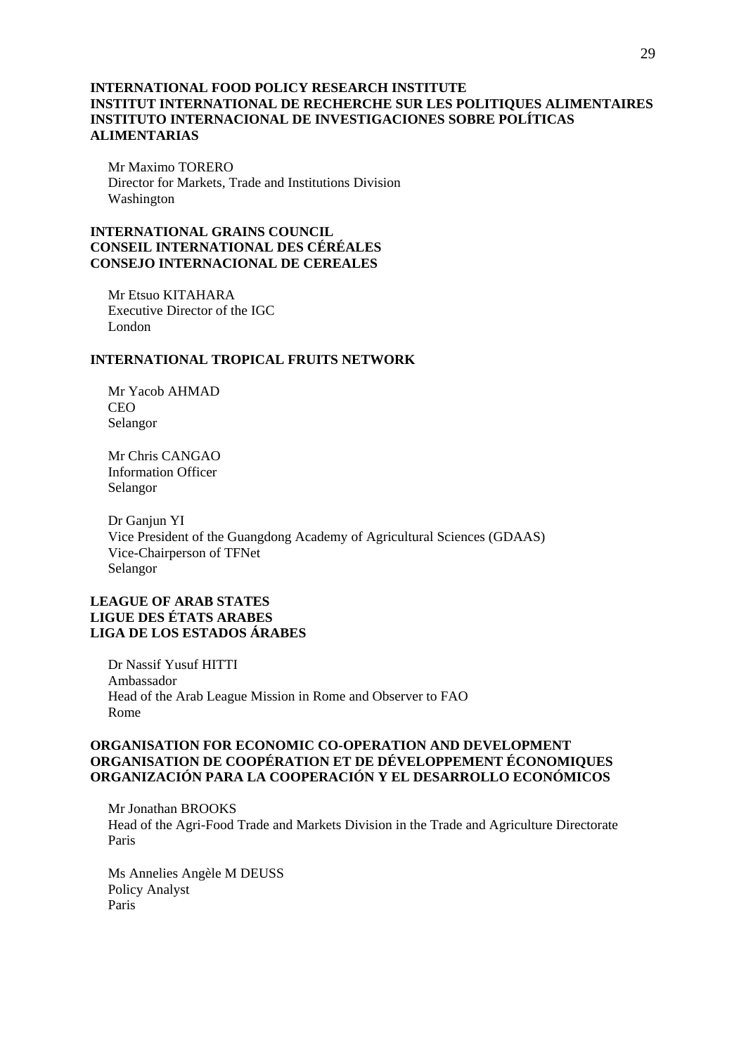**INTERNATIONAL FOOD POLICY RESEARCH INSTITUTE**
**INSTITUT INTERNATIONAL DE RECHERCHE SUR LES POLITIQUES ALIMENTAIRES**
**INSTITUTO INTERNACIONAL DE INVESTIGACIONES SOBRE POLÍTICAS ALIMENTARIAS**

Mr Maximo TORERO
Director for Markets, Trade and Institutions Division
Washington

**INTERNATIONAL GRAINS COUNCIL**
**CONSEIL INTERNATIONAL DES CÉRÉALES**
**CONSEJO INTERNACIONAL DE CEREALES**

Mr Etsuo KITAHARA
Executive Director of the IGC
London

**INTERNATIONAL TROPICAL FRUITS NETWORK**

Mr Yacob AHMAD
CEO
Selangor

Mr Chris CANGAO
Information Officer
Selangor

Dr Ganjun YI
Vice President of the Guangdong Academy of Agricultural Sciences (GDAAS)
Vice-Chairperson of TFNet
Selangor

**LEAGUE OF ARAB STATES**
**LIGUE DES ÉTATS ARABES**
**LIGA DE LOS ESTADOS ÁRABES**

Dr Nassif Yusuf HITTI
Ambassador
Head of the Arab League Mission in Rome and Observer to FAO
Rome

**ORGANISATION FOR ECONOMIC CO-OPERATION AND DEVELOPMENT**
**ORGANISATION DE COOPÉRATION ET DE DÉVELOPPEMENT ÉCONOMIQUES**
**ORGANIZACIÓN PARA LA COOPERACIÓN Y EL DESARROLLO ECONÓMICOS**

Mr Jonathan BROOKS
Head of the Agri-Food Trade and Markets Division in the Trade and Agriculture Directorate
Paris

Ms Annelies Angèle M DEUSS
Policy Analyst
Paris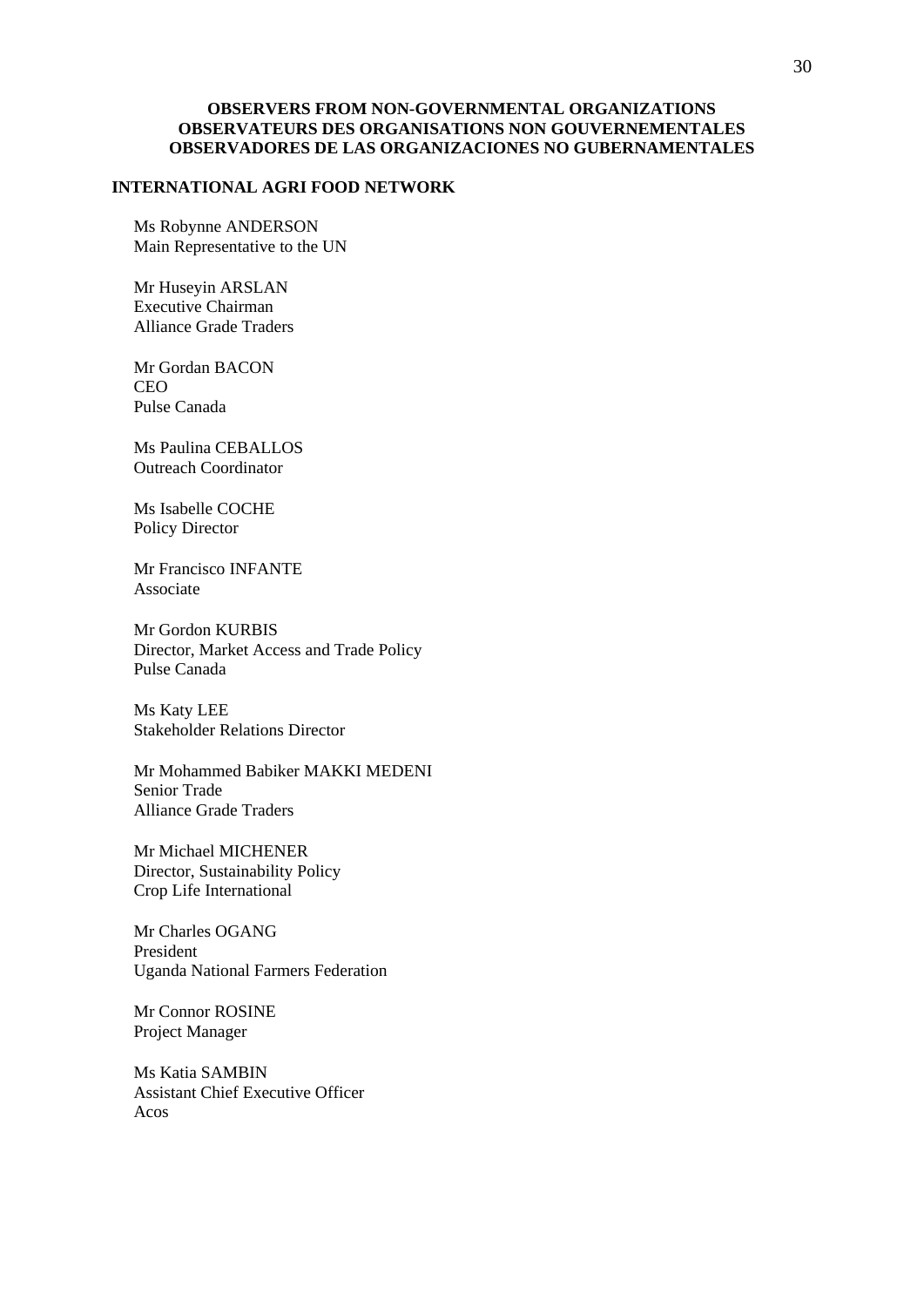**OBSERVERS FROM NON-GOVERNMENTAL ORGANIZATIONS**
**OBSERVATEURS DES ORGANISATIONS NON GOUVERNEMENTALES**
**OBSERVADORES DE LAS ORGANIZACIONES NO GUBERNAMENTALES**

**INTERNATIONAL AGRI FOOD NETWORK**

Ms Robynne ANDERSON
Main Representative to the UN

Mr Huseyin ARSLAN
Executive Chairman
Alliance Grade Traders

Mr Gordan BACON
CEO
Pulse Canada

Ms Paulina CEBALLOS
Outreach Coordinator

Ms Isabelle COCHE
Policy Director

Mr Francisco INFANTE
Associate

Mr Gordon KURBIS
Director, Market Access and Trade Policy
Pulse Canada

Ms Katy LEE
Stakeholder Relations Director

Mr Mohammed Babiker MAKKI MEDENI
Senior Trade
Alliance Grade Traders

Mr Michael MICHENER
Director, Sustainability Policy
Crop Life International

Mr Charles OGANG
President
Uganda National Farmers Federation

Mr Connor ROSINE
Project Manager

Ms Katia SAMBIN
Assistant Chief Executive Officer
Acos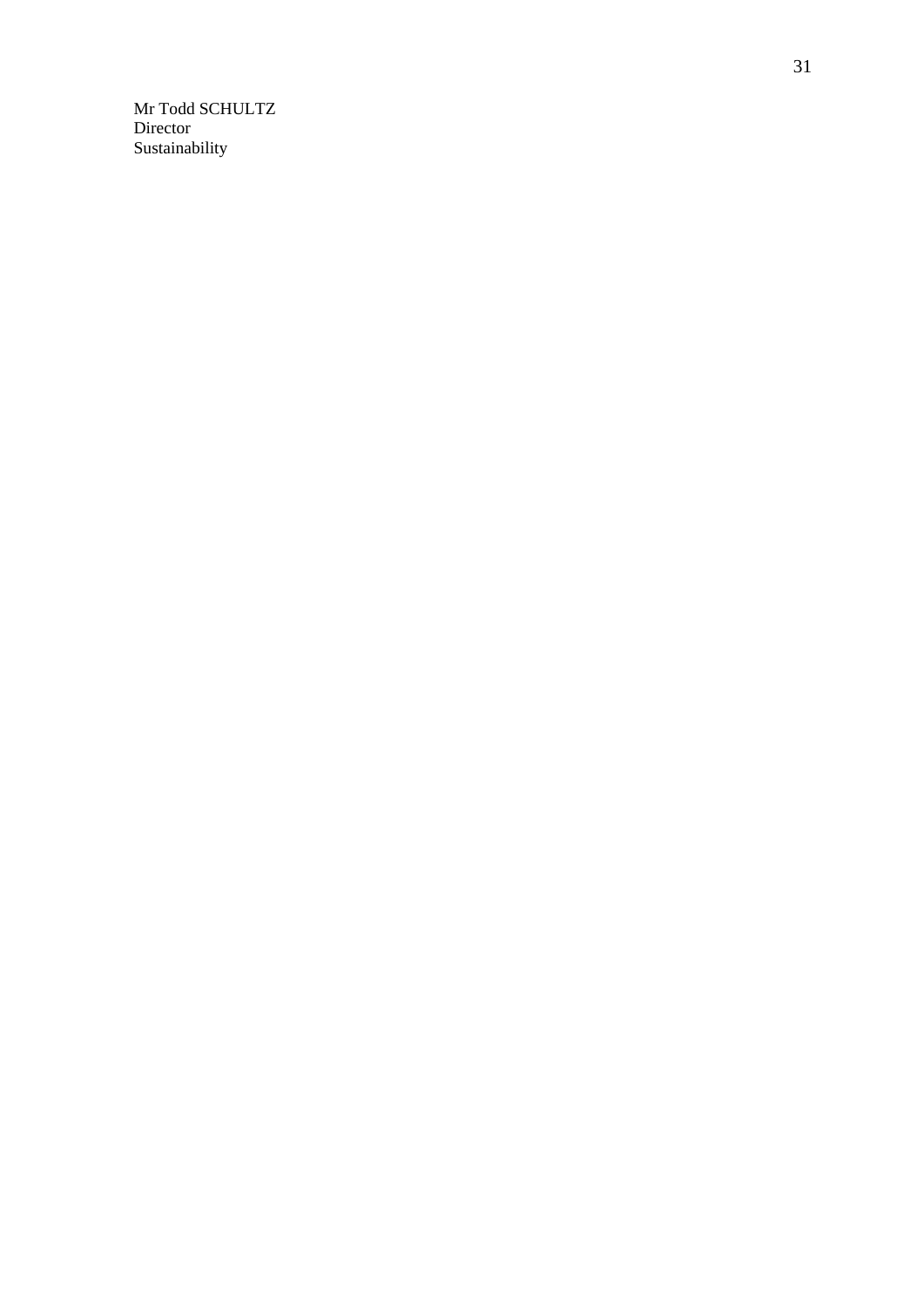Mr Todd SCHULTZ
Director
Sustainability